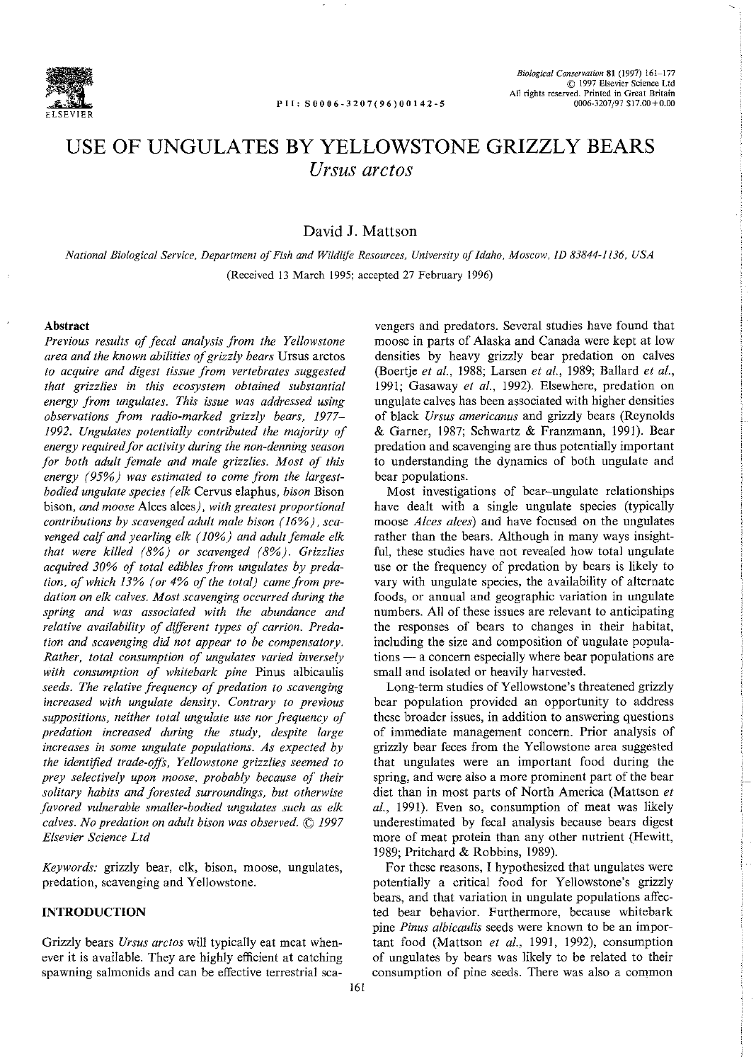# USE OF UNGULATES BY YELLOWSTONE GRIZZLY BEARS *Ursus arctos*

David J. Mattson

*National Biological Service, Department of Fish and Wildlife Resources, University of Idaho, Moscow, ID 83844-1136, USA*

(Received 13 March 1995; accepted 27 February 1996)

## Abstract

*Previous results of fecal analysis from the Yellowstone area and the known abilities of grizzly bears* Ursus arctos *to acquire and digest tissue from vertebrates suggested that grizzlies in this ecosystem obtained substantial energy from ungulates. This issue was addressed using observations from radio-marked grizzly bears, 1977–1992. Ungulates potentially contributed the majority of energy required for activity during the non-denning season for both adult female and male grizzlies. Most of this energy (95%) was estimated to come from the largest-bodied ungulate species (elk* Cervus elaphus, *bison* Bison bison, *and moose* Alces alces*), with greatest proportional contributions by scavenged adult male bison (16%), scavenged calf and yearling elk (10%) and adult female elk that were killed (8%) or scavenged (8%). Grizzlies acquired 30% of total edibles from ungulates by predation, of which 13% (or 4% of the total) came from predation on elk calves. Most scavenging occurred during the spring and was associated with the abundance and relative availability of different types of carrion. Predation and scavenging did not appear to be compensatory. Rather, total consumption of ungulates varied inversely with consumption of whitebark pine* Pinus albicaulis *seeds. The relative frequency of predation to scavenging increased with ungulate density. Contrary to previous suppositions, neither total ungulate use nor frequency of predation increased during the study, despite large increases in some ungulate populations. As expected by the identified trade-offs, Yellowstone grizzlies seemed to prey selectively upon moose, probably because of their solitary habits and forested surroundings, but otherwise favored vulnerable smaller-bodied ungulates such as elk calves. No predation on adult bison was observed.* © *1997 Elsevier Science Ltd*

*Keywords:* grizzly bear, elk, bison, moose, ungulates, predation, scavenging and Yellowstone.

## INTRODUCTION

Grizzly bears *Ursus arctos* will typically eat meat whenever it is available. They are highly efficient at catching spawning salmonids and can be effective terrestrial scavengers and predators. Several studies have found that moose in parts of Alaska and Canada were kept at low densities by heavy grizzly bear predation on calves (Boertje *et al.*, 1988; Larsen *et al.*, 1989; Ballard *et al.*, 1991; Gasaway *et al.*, 1992). Elsewhere, predation on ungulate calves has been associated with higher densities of black *Ursus americanus* and grizzly bears (Reynolds & Garner, 1987; Schwartz & Franzmann, 1991). Bear predation and scavenging are thus potentially important to understanding the dynamics of both ungulate and bear populations.

Most investigations of bear–ungulate relationships have dealt with a single ungulate species (typically moose *Alces alces*) and have focused on the ungulates rather than the bears. Although in many ways insightful, these studies have not revealed how total ungulate use or the frequency of predation by bears is likely to vary with ungulate species, the availability of alternate foods, or annual and geographic variation in ungulate numbers. All of these issues are relevant to anticipating the responses of bears to changes in their habitat, including the size and composition of ungulate populations — a concern especially where bear populations are small and isolated or heavily harvested.

Long-term studies of Yellowstone's threatened grizzly bear population provided an opportunity to address these broader issues, in addition to answering questions of immediate management concern. Prior analysis of grizzly bear feces from the Yellowstone area suggested that ungulates were an important food during the spring, and were also a more prominent part of the bear diet than in most parts of North America (Mattson *et al.*, 1991). Even so, consumption of meat was likely underestimated by fecal analysis because bears digest more of meat protein than any other nutrient (Hewitt, 1989; Pritchard & Robbins, 1989).

For these reasons, I hypothesized that ungulates were potentially a critical food for Yellowstone's grizzly bears, and that variation in ungulate populations affected bear behavior. Furthermore, because whitebark pine *Pinus albicaulis* seeds were known to be an important food (Mattson *et al.*, 1991, 1992), consumption of ungulates by bears was likely to be related to their consumption of pine seeds. There was also a common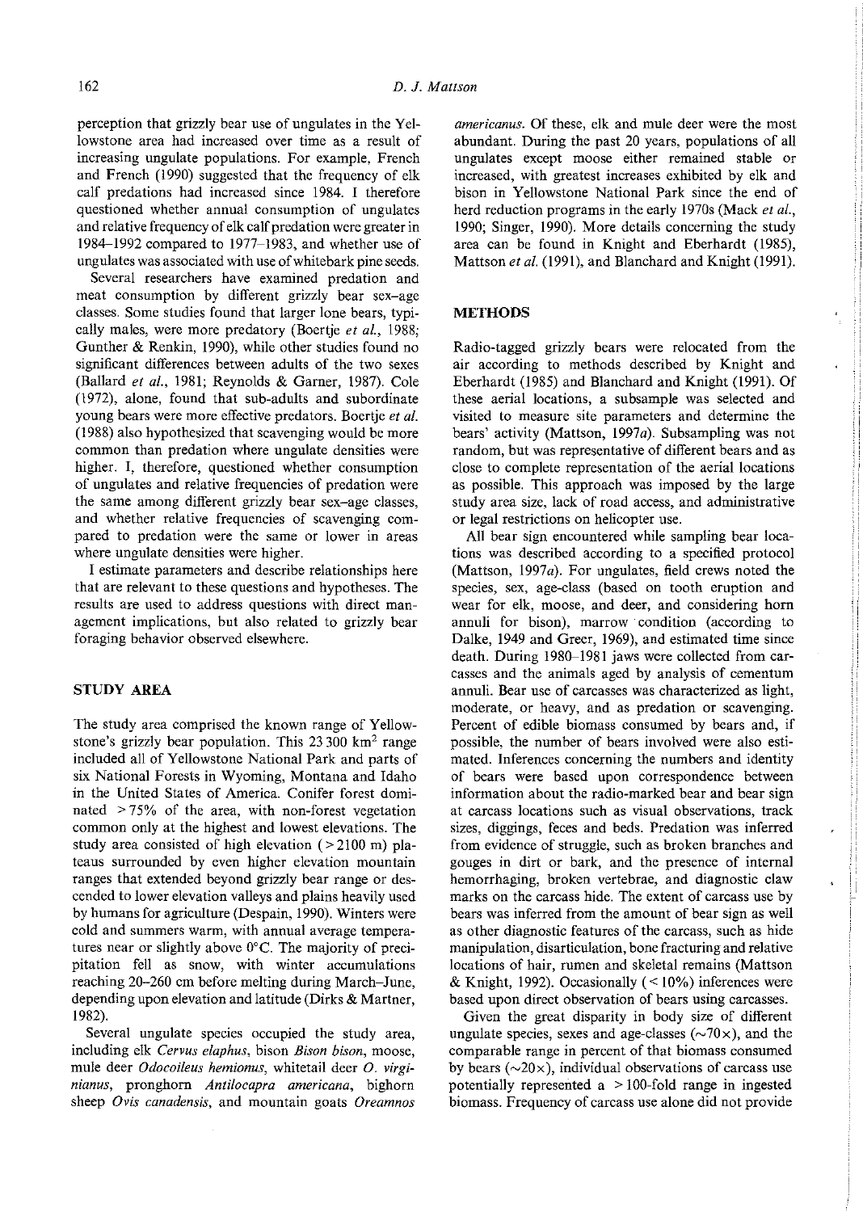perception that grizzly bear use of ungulates in the Yellowstone area had increased over time as a result of increasing ungulate populations. For example, French and French (1990) suggested that the frequency of elk calf predations had increased since 1984. I therefore questioned whether annual consumption of ungulates and relative frequency of elk calf predation were greater in 1984–1992 compared to 1977–1983, and whether use of ungulates was associated with use of whitebark pine seeds.

Several researchers have examined predation and meat consumption by different grizzly bear sex–age classes. Some studies found that larger lone bears, typically males, were more predatory (Boertje *et al.*, 1988; Gunther & Renkin, 1990), while other studies found no significant differences between adults of the two sexes (Ballard *et al.*, 1981; Reynolds & Garner, 1987). Cole (1972), alone, found that sub-adults and subordinate young bears were more effective predators. Boertje *et al.* (1988) also hypothesized that scavenging would be more common than predation where ungulate densities were higher. I, therefore, questioned whether consumption of ungulates and relative frequencies of predation were the same among different grizzly bear sex–age classes, and whether relative frequencies of scavenging compared to predation were the same or lower in areas where ungulate densities were higher.

I estimate parameters and describe relationships here that are relevant to these questions and hypotheses. The results are used to address questions with direct management implications, but also related to grizzly bear foraging behavior observed elsewhere.

## STUDY AREA

The study area comprised the known range of Yellowstone's grizzly bear population. This 23 300 km² range included all of Yellowstone National Park and parts of six National Forests in Wyoming, Montana and Idaho in the United States of America. Conifer forest dominated >75% of the area, with non-forest vegetation common only at the highest and lowest elevations. The study area consisted of high elevation (>2100 m) plateaus surrounded by even higher elevation mountain ranges that extended beyond grizzly bear range or descended to lower elevation valleys and plains heavily used by humans for agriculture (Despain, 1990). Winters were cold and summers warm, with annual average temperatures near or slightly above 0°C. The majority of precipitation fell as snow, with winter accumulations reaching 20–260 cm before melting during March–June, depending upon elevation and latitude (Dirks & Martner, 1982).

Several ungulate species occupied the study area, including elk *Cervus elaphus*, bison *Bison bison*, moose, mule deer *Odocoileus hemionus*, whitetail deer *O. virginianus*, pronghorn *Antilocapra americana*, bighorn sheep *Ovis canadensis*, and mountain goats *Oreamnos americanus*. Of these, elk and mule deer were the most abundant. During the past 20 years, populations of all ungulates except moose either remained stable or increased, with greatest increases exhibited by elk and bison in Yellowstone National Park since the end of herd reduction programs in the early 1970s (Mack *et al.*, 1990; Singer, 1990). More details concerning the study area can be found in Knight and Eberhardt (1985), Mattson *et al.* (1991), and Blanchard and Knight (1991).

## METHODS

Radio-tagged grizzly bears were relocated from the air according to methods described by Knight and Eberhardt (1985) and Blanchard and Knight (1991). Of these aerial locations, a subsample was selected and visited to measure site parameters and determine the bears' activity (Mattson, 1997*a*). Subsampling was not random, but was representative of different bears and as close to complete representation of the aerial locations as possible. This approach was imposed by the large study area size, lack of road access, and administrative or legal restrictions on helicopter use.

All bear sign encountered while sampling bear locations was described according to a specified protocol (Mattson, 1997*a*). For ungulates, field crews noted the species, sex, age-class (based on tooth eruption and wear for elk, moose, and deer, and considering horn annuli for bison), marrow condition (according to Dalke, 1949 and Greer, 1969), and estimated time since death. During 1980–1981 jaws were collected from carcasses and the animals aged by analysis of cementum annuli. Bear use of carcasses was characterized as light, moderate, or heavy, and as predation or scavenging. Percent of edible biomass consumed by bears and, if possible, the number of bears involved were also estimated. Inferences concerning the numbers and identity of bears were based upon correspondence between information about the radio-marked bear and bear sign at carcass locations such as visual observations, track sizes, diggings, feces and beds. Predation was inferred from evidence of struggle, such as broken branches and gouges in dirt or bark, and the presence of internal hemorrhaging, broken vertebrae, and diagnostic claw marks on the carcass hide. The extent of carcass use by bears was inferred from the amount of bear sign as well as other diagnostic features of the carcass, such as hide manipulation, disarticulation, bone fracturing and relative locations of hair, rumen and skeletal remains (Mattson & Knight, 1992). Occasionally (<10%) inferences were based upon direct observation of bears using carcasses.

Given the great disparity in body size of different ungulate species, sexes and age-classes (~70×), and the comparable range in percent of that biomass consumed by bears (~20×), individual observations of carcass use potentially represented a >100-fold range in ingested biomass. Frequency of carcass use alone did not provide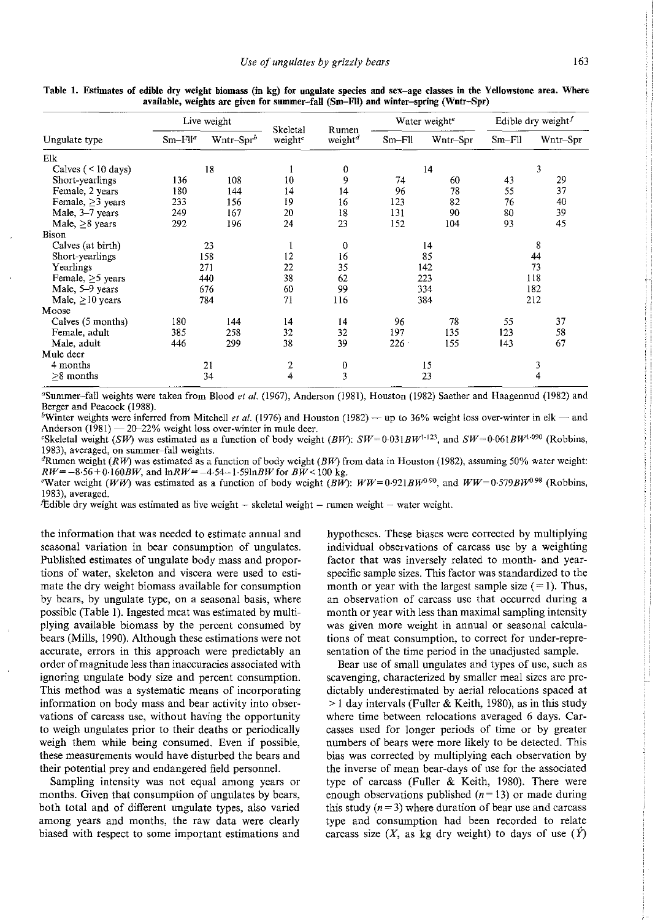**Table 1. Estimates of edible dry weight biomass (in kg) for ungulate species and sex–age classes in the Yellowstone area. Where available, weights are given for summer–fall (Sm–Fll) and winter–spring (Wntr–Spr)**

| Ungulate type | Live weight | | Skeletal weight[c] | Rumen weight[d] | Water weight[e] | | Edible dry weight[f] | |
|---|---|---|---|---|---|---|---|---|
| | Sm–Fll[a] | Wntr–Spr[b] | | | Sm–Fll | Wntr–Spr | Sm–Fll | Wntr–Spr |
| Elk | | | | | | | | |
| Calves (< 10 days) | 18 | | 1 | 0 | 14 | | 3 | |
| Short-yearlings | 136 | 108 | 10 | 9 | 74 | 60 | 43 | 29 |
| Female, 2 years | 180 | 144 | 14 | 14 | 96 | 78 | 55 | 37 |
| Female, ≥3 years | 233 | 156 | 19 | 16 | 123 | 82 | 76 | 40 |
| Male, 3–7 years | 249 | 167 | 20 | 18 | 131 | 90 | 80 | 39 |
| Male, ≥8 years | 292 | 196 | 24 | 23 | 152 | 104 | 93 | 45 |
| Bison | | | | | | | | |
| Calves (at birth) | 23 | | 1 | 0 | 14 | | 8 | |
| Short-yearlings | 158 | | 12 | 16 | 85 | | 44 | |
| Yearlings | 271 | | 22 | 35 | 142 | | 73 | |
| Female, ≥5 years | 440 | | 38 | 62 | 223 | | 118 | |
| Male, 5–9 years | 676 | | 60 | 99 | 334 | | 182 | |
| Male, ≥10 years | 784 | | 71 | 116 | 384 | | 212 | |
| Moose | | | | | | | | |
| Calves (5 months) | 180 | 144 | 14 | 14 | 96 | 78 | 55 | 37 |
| Female, adult | 385 | 258 | 32 | 32 | 197 | 135 | 123 | 58 |
| Male, adult | 446 | 299 | 38 | 39 | 226 | 155 | 143 | 67 |
| Mule deer | | | | | | | | |
| 4 months | 21 | | 2 | 0 | 15 | | 3 | |
| ≥8 months | 34 | | 4 | 3 | 23 | | 4 | |

[a]Summer–fall weights were taken from Blood *et al.* (1967), Anderson (1981), Houston (1982) Saether and Haagennud (1982) and Berger and Peacock (1988).

[b]Winter weights were inferred from Mitchell *et al.* (1976) and Houston (1982) — up to 36% weight loss over-winter in elk — and Anderson (1981) — 20–22% weight loss over-winter in mule deer.

[c]Skeletal weight (*SW*) was estimated as a function of body weight (*BW*): $SW = 0{\cdot}031BW^{1{\cdot}123}$, and $SW = 0{\cdot}061BW^{1{\cdot}090}$ (Robbins, 1983), averaged, on summer–fall weights.

[d]Rumen weight (*RW*) was estimated as a function of body weight (*BW*) from data in Houston (1982), assuming 50% water weight: $RW = -8{\cdot}56 + 0{\cdot}160BW$, and $\ln RW = -4{\cdot}54 - 1{\cdot}59 \ln BW$ for $BW < 100$ kg.

[e]Water weight (*WW*) was estimated as a function of body weight (*BW*): $WW = 0{\cdot}921BW^{0{\cdot}90}$, and $WW = 0{\cdot}579BW^{0{\cdot}98}$ (Robbins, 1983), averaged.

[f]Edible dry weight was estimated as live weight − skeletal weight − rumen weight − water weight.

the information that was needed to estimate annual and seasonal variation in bear consumption of ungulates. Published estimates of ungulate body mass and proportions of water, skeleton and viscera were used to estimate the dry weight biomass available for consumption by bears, by ungulate type, on a seasonal basis, where possible (Table 1). Ingested meat was estimated by multiplying available biomass by the percent consumed by bears (Mills, 1990). Although these estimations were not accurate, errors in this approach were predictably an order of magnitude less than inaccuracies associated with ignoring ungulate body size and percent consumption. This method was a systematic means of incorporating information on body mass and bear activity into observations of carcass use, without having the opportunity to weigh ungulates prior to their deaths or periodically weigh them while being consumed. Even if possible, these measurements would have disturbed the bears and their potential prey and endangered field personnel.

Sampling intensity was not equal among years or months. Given that consumption of ungulates by bears, both total and of different ungulate types, also varied among years and months, the raw data were clearly biased with respect to some important estimations and hypotheses. These biases were corrected by multiplying individual observations of carcass use by a weighting factor that was inversely related to month- and year-specific sample sizes. This factor was standardized to the month or year with the largest sample size (= 1). Thus, an observation of carcass use that occurred during a month or year with less than maximal sampling intensity was given more weight in annual or seasonal calculations of meat consumption, to correct for under-representation of the time period in the unadjusted sample.

Bear use of small ungulates and types of use, such as scavenging, characterized by smaller meal sizes are predictably underestimated by aerial relocations spaced at > 1 day intervals (Fuller & Keith, 1980), as in this study where time between relocations averaged 6 days. Carcasses used for longer periods of time or by greater numbers of bears were more likely to be detected. This bias was corrected by multiplying each observation by the inverse of mean bear-days of use for the associated type of carcass (Fuller & Keith, 1980). There were enough observations published ($n = 13$) or made during this study ($n = 3$) where duration of bear use and carcass type and consumption had been recorded to relate carcass size ($X$, as kg dry weight) to days of use ($\hat{Y}$)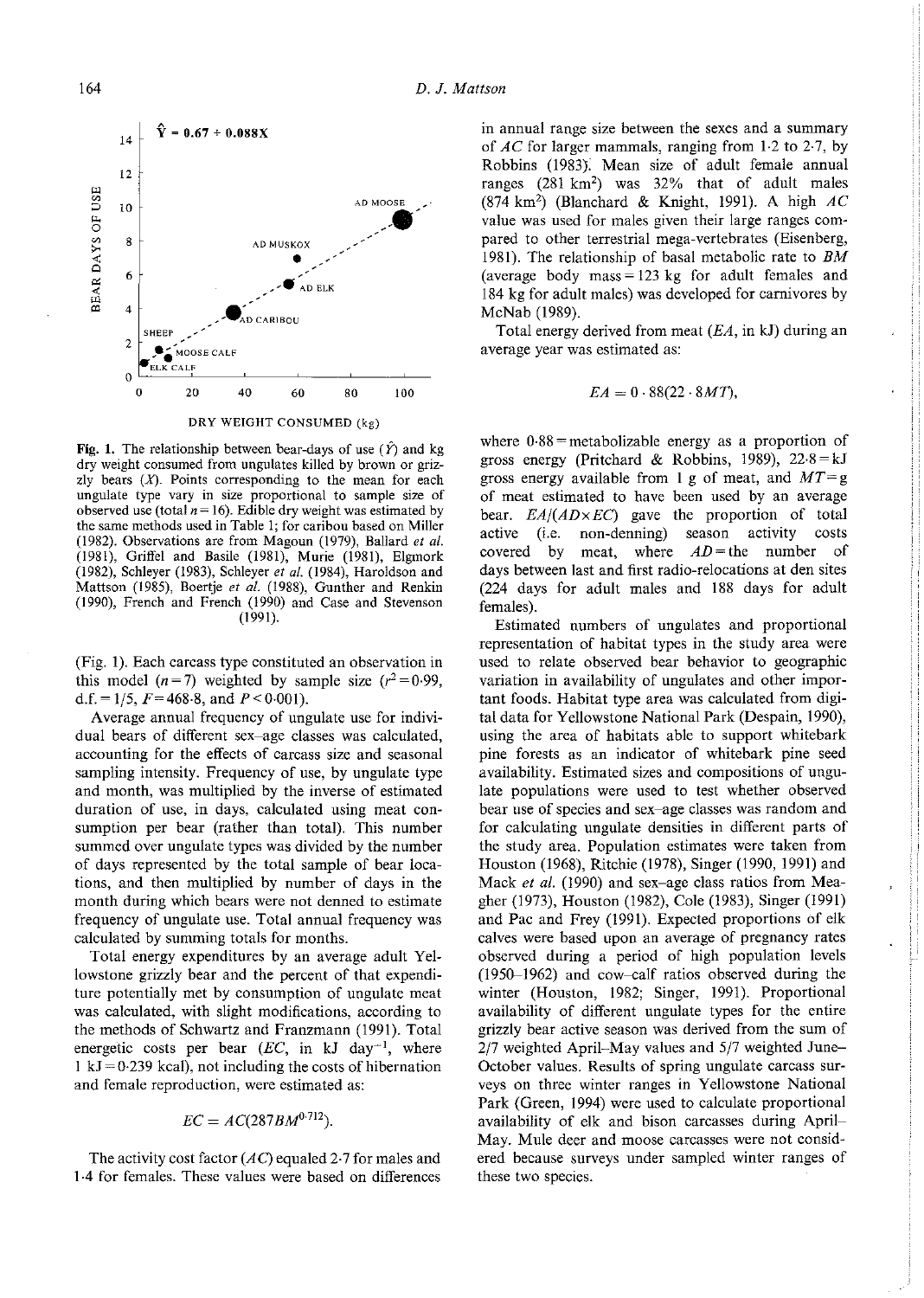Fig. 1. The relationship between bear-days of use ($\hat{Y}$) and kg dry weight consumed from ungulates killed by brown or grizzly bears ($X$). Points corresponding to the mean for each ungulate type vary in size proportional to sample size of observed use (total $n = 16$). Edible dry weight was estimated by the same methods used in Table 1; for caribou based on Miller (1982). Observations are from Magoun (1979), Ballard *et al.* (1981), Griffel and Basile (1981), Murie (1981), Elgmork (1982), Schleyer (1983), Schleyer *et al.* (1984), Haroldson and Mattson (1985), Boertje *et al.* (1988), Gunther and Renkin (1990), French and French (1990) and Case and Stevenson (1991).

(Fig. 1). Each carcass type constituted an observation in this model ($n = 7$) weighted by sample size ($r^2 = 0.99$, d.f. = 1/5, $F = 468.8$, and $P < 0.001$).

Average annual frequency of ungulate use for individual bears of different sex–age classes was calculated, accounting for the effects of carcass size and seasonal sampling intensity. Frequency of use, by ungulate type and month, was multiplied by the inverse of estimated duration of use, in days, calculated using meat consumption per bear (rather than total). This number summed over ungulate types was divided by the number of days represented by the total sample of bear locations, and then multiplied by number of days in the month during which bears were not denned to estimate frequency of ungulate use. Total annual frequency was calculated by summing totals for months.

Total energy expenditures by an average adult Yellowstone grizzly bear and the percent of that expenditure potentially met by consumption of ungulate meat was calculated, with slight modifications, according to the methods of Schwartz and Franzmann (1991). Total energetic costs per bear ($EC$, in kJ day$^{-1}$, where 1 kJ = 0·239 kcal), not including the costs of hibernation and female reproduction, were estimated as:

$$EC = AC(287BM^{0.712}).$$

The activity cost factor ($AC$) equalled 2·7 for males and 1·4 for females. These values were based on differences in annual range size between the sexes and a summary of $AC$ for larger mammals, ranging from 1·2 to 2·7, by Robbins (1983). Mean size of adult female annual ranges (281 km$^2$) was 32% that of adult males (874 km$^2$) (Blanchard & Knight, 1991). A high $AC$ value was used for males given their large ranges compared to other terrestrial mega-vertebrates (Eisenberg, 1981). The relationship of basal metabolic rate to $BM$ (average body mass = 123 kg for adult females and 184 kg for adult males) was developed for carnivores by McNab (1989).

Total energy derived from meat ($EA$, in kJ) during an average year was estimated as:

$$EA = 0 \cdot 88(22 \cdot 8MT),$$

where 0·88 = metabolizable energy as a proportion of gross energy (Pritchard & Robbins, 1989), 22·8 = kJ gross energy available from 1 g of meat, and $MT$ = g of meat estimated to have been used by an average bear. $EA/(AD \times EC)$ gave the proportion of total active (i.e. non-denning) season activity costs covered by meat, where $AD$ = the number of days between last and first radio-relocations at den sites (224 days for adult males and 188 days for adult females).

Estimated numbers of ungulates and proportional representation of habitat types in the study area were used to relate observed bear behavior to geographic variation in availability of ungulates and other important foods. Habitat type area was calculated from digital data for Yellowstone National Park (Despain, 1990), using the area of habitats able to support whitebark pine forests as an indicator of whitebark pine seed availability. Estimated sizes and compositions of ungulate populations were used to test whether observed bear use of species and sex–age classes was random and for calculating ungulate densities in different parts of the study area. Population estimates were taken from Houston (1968), Ritchie (1978), Singer (1990, 1991) and Mack *et al.* (1990) and sex–age class ratios from Meagher (1973), Houston (1982), Cole (1983), Singer (1991) and Pac and Frey (1991). Expected proportions of elk calves were based upon an average of pregnancy rates observed during a period of high population levels (1950–1962) and cow–calf ratios observed during the winter (Houston, 1982; Singer, 1991). Proportional availability of different ungulate types for the entire grizzly bear active season was derived from the sum of 2/7 weighted April–May values and 5/7 weighted June–October values. Results of spring ungulate carcass surveys on three winter ranges in Yellowstone National Park (Green, 1994) were used to calculate proportional availability of elk and bison carcasses during April–May. Mule deer and moose carcasses were not considered because surveys under sampled winter ranges of these two species.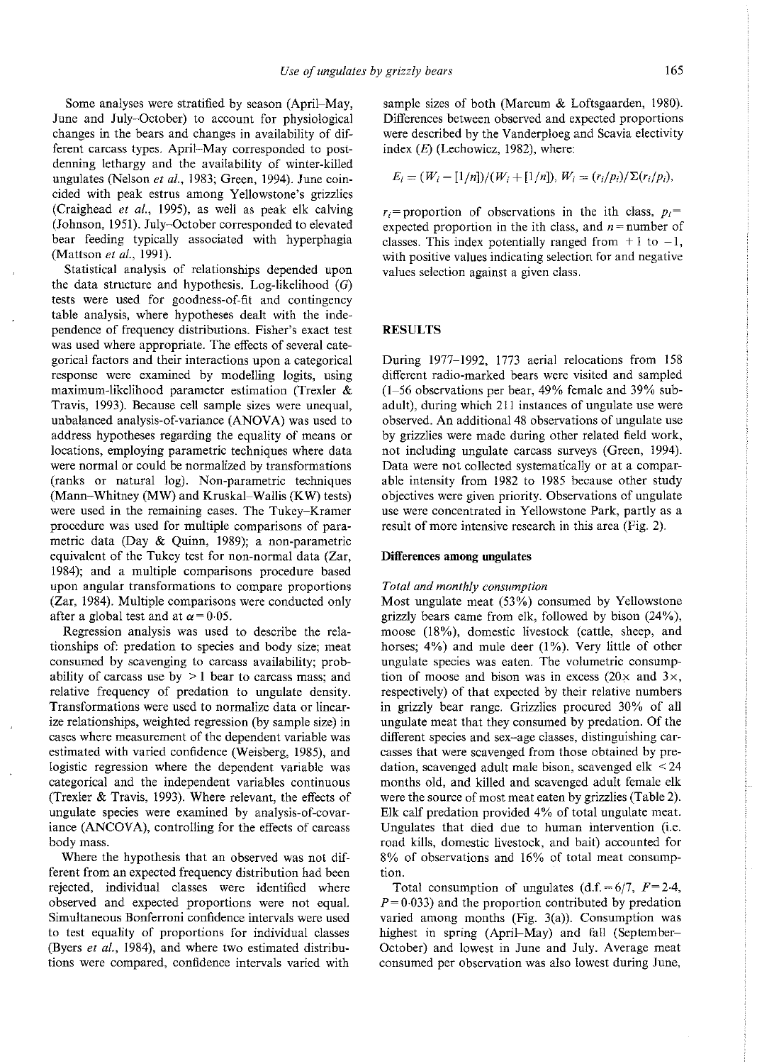Some analyses were stratified by season (April–May, June and July–October) to account for physiological changes in the bears and changes in availability of different carcass types. April–May corresponded to post-denning lethargy and the availability of winter-killed ungulates (Nelson *et al.*, 1983; Green, 1994). June coincided with peak estrus among Yellowstone's grizzlies (Craighead *et al.*, 1995), as well as peak elk calving (Johnson, 1951). July–October corresponded to elevated bear feeding typically associated with hyperphagia (Mattson *et al.*, 1991).

Statistical analysis of relationships depended upon the data structure and hypothesis. Log-likelihood ($G$) tests were used for goodness-of-fit and contingency table analysis, where hypotheses dealt with the independence of frequency distributions. Fisher's exact test was used where appropriate. The effects of several categorical factors and their interactions upon a categorical response were examined by modelling logits, using maximum-likelihood parameter estimation (Trexler & Travis, 1993). Because cell sample sizes were unequal, unbalanced analysis-of-variance (ANOVA) was used to address hypotheses regarding the equality of means or locations, employing parametric techniques where data were normal or could be normalized by transformations (ranks or natural log). Non-parametric techniques (Mann–Whitney (MW) and Kruskal–Wallis (KW) tests) were used in the remaining cases. The Tukey–Kramer procedure was used for multiple comparisons of parametric data (Day & Quinn, 1989); a non-parametric equivalent of the Tukey test for non-normal data (Zar, 1984); and a multiple comparisons procedure based upon angular transformations to compare proportions (Zar, 1984). Multiple comparisons were conducted only after a global test and at $\alpha = 0.05$.

Regression analysis was used to describe the relationships of: predation to species and body size; meat consumed by scavenging to carcass availability; probability of carcass use by $> 1$ bear to carcass mass; and relative frequency of predation to ungulate density. Transformations were used to normalize data or linearize relationships, weighted regression (by sample size) in cases where measurement of the dependent variable was estimated with varied confidence (Weisberg, 1985), and logistic regression where the dependent variable was categorical and the independent variables continuous (Trexler & Travis, 1993). Where relevant, the effects of ungulate species were examined by analysis-of-covariance (ANCOVA), controlling for the effects of carcass body mass.

Where the hypothesis that an observed was not different from an expected frequency distribution had been rejected, individual classes were identified where observed and expected proportions were not equal. Simultaneous Bonferroni confidence intervals were used to test equality of proportions for individual classes (Byers *et al.*, 1984), and where two estimated distributions were compared, confidence intervals varied with sample sizes of both (Marcum & Loftsgaarden, 1980). Differences between observed and expected proportions were described by the Vanderploeg and Scavia electivity index ($E$) (Lechowicz, 1982), where:

$$E_i = (W_i - [1/n])/(W_i + [1/n]),\ W_i = (r_i/p_i)/\Sigma(r_i/p_i),$$

$r_i$ = proportion of observations in the ith class, $p_i$ = expected proportion in the ith class, and $n$ = number of classes. This index potentially ranged from $+1$ to $-1$, with positive values indicating selection for and negative values selection against a given class.

## RESULTS

During 1977–1992, 1773 aerial relocations from 158 different radio-marked bears were visited and sampled (1–56 observations per bear, 49% female and 39% subadult), during which 211 instances of ungulate use were observed. An additional 48 observations of ungulate use by grizzlies were made during other related field work, not including ungulate carcass surveys (Green, 1994). Data were not collected systematically or at a comparable intensity from 1982 to 1985 because other study objectives were given priority. Observations of ungulate use were concentrated in Yellowstone Park, partly as a result of more intensive research in this area (Fig. 2).

### Differences among ungulates

#### *Total and monthly consumption*

Most ungulate meat (53%) consumed by Yellowstone grizzly bears came from elk, followed by bison (24%), moose (18%), domestic livestock (cattle, sheep, and horses; 4%) and mule deer (1%). Very little of other ungulate species was eaten. The volumetric consumption of moose and bison was in excess (20× and 3×, respectively) of that expected by their relative numbers in grizzly bear range. Grizzlies procured 30% of all ungulate meat that they consumed by predation. Of the different species and sex–age classes, distinguishing carcasses that were scavenged from those obtained by predation, scavenged adult male bison, scavenged elk $< 24$ months old, and killed and scavenged adult female elk were the source of most meat eaten by grizzlies (Table 2). Elk calf predation provided 4% of total ungulate meat. Ungulates that died due to human intervention (i.e. road kills, domestic livestock, and bait) accounted for 8% of observations and 16% of total meat consumption.

Total consumption of ungulates (d.f. = 6/7, $F = 2.4$, $P = 0.033$) and the proportion contributed by predation varied among months (Fig. 3(a)). Consumption was highest in spring (April–May) and fall (September–October) and lowest in June and July. Average meat consumed per observation was also lowest during June,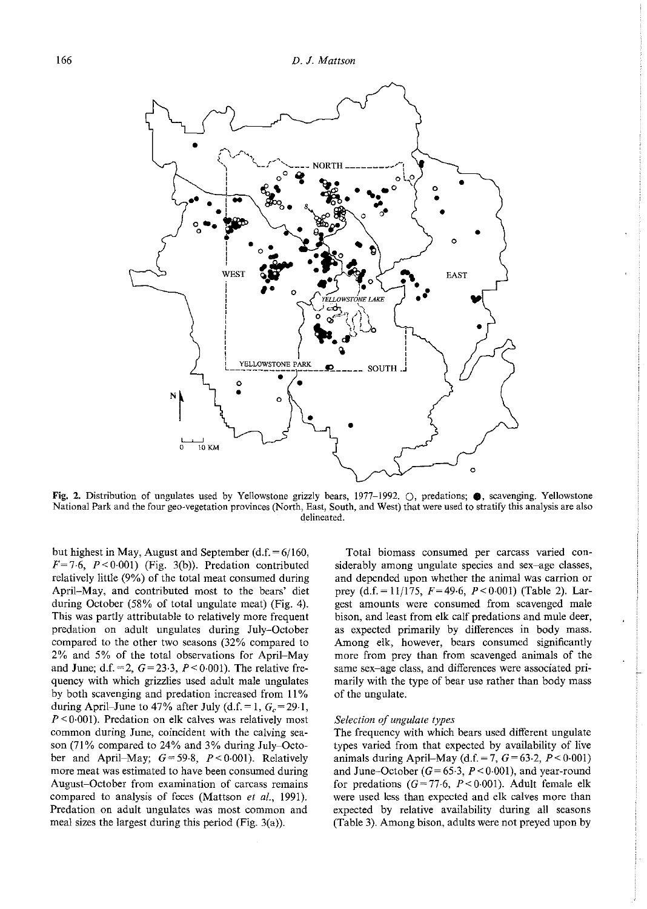Fig. 2. Distribution of ungulates used by Yellowstone grizzly bears, 1977–1992. ○, predations; ●, scavenging. Yellowstone National Park and the four geo-vegetation provinces (North, East, South, and West) that were used to stratify this analysis are also delineated.

but highest in May, August and September (d.f. = 6/160, $F = 7{\cdot}6$, $P < 0{\cdot}001$) (Fig. 3(b)). Predation contributed relatively little (9%) of the total meat consumed during April–May, and contributed most to the bears' diet during October (58% of total ungulate meat) (Fig. 4). This was partly attributable to relatively more frequent predation on adult ungulates during July–October compared to the other two seasons (32% compared to 2% and 5% of the total observations for April–May and June; d.f. = 2, $G = 23{\cdot}3$, $P < 0{\cdot}001$). The relative frequency with which grizzlies used adult male ungulates by both scavenging and predation increased from 11% during April–June to 47% after July (d.f. = 1, $G_c = 29{\cdot}1$, $P < 0{\cdot}001$). Predation on elk calves was relatively most common during June, coincident with the calving season (71% compared to 24% and 3% during July–October and April–May; $G = 59{\cdot}8$, $P < 0{\cdot}001$). Relatively more meat was estimated to have been consumed during August–October from examination of carcass remains compared to analysis of feces (Mattson *et al.*, 1991). Predation on adult ungulates was most common and meal sizes the largest during this period (Fig. 3(a)).

Total biomass consumed per carcass varied considerably among ungulate species and sex–age classes, and depended upon whether the animal was carrion or prey (d.f. = 11/175, $F = 49{\cdot}6$, $P < 0{\cdot}001$) (Table 2). Largest amounts were consumed from scavenged male bison, and least from elk calf predations and mule deer, as expected primarily by differences in body mass. Among elk, however, bears consumed significantly more from prey than from scavenged animals of the same sex–age class, and differences were associated primarily with the type of bear use rather than body mass of the ungulate.

*Selection of ungulate types*

The frequency with which bears used different ungulate types varied from that expected by availability of live animals during April–May (d.f. = 7, $G = 63{\cdot}2$, $P < 0{\cdot}001$) and June–October ($G = 65{\cdot}3$, $P < 0{\cdot}001$), and year-round for predations ($G = 77{\cdot}6$, $P < 0{\cdot}001$). Adult female elk were used less than expected and elk calves more than expected by relative availability during all seasons (Table 3). Among bison, adults were not preyed upon by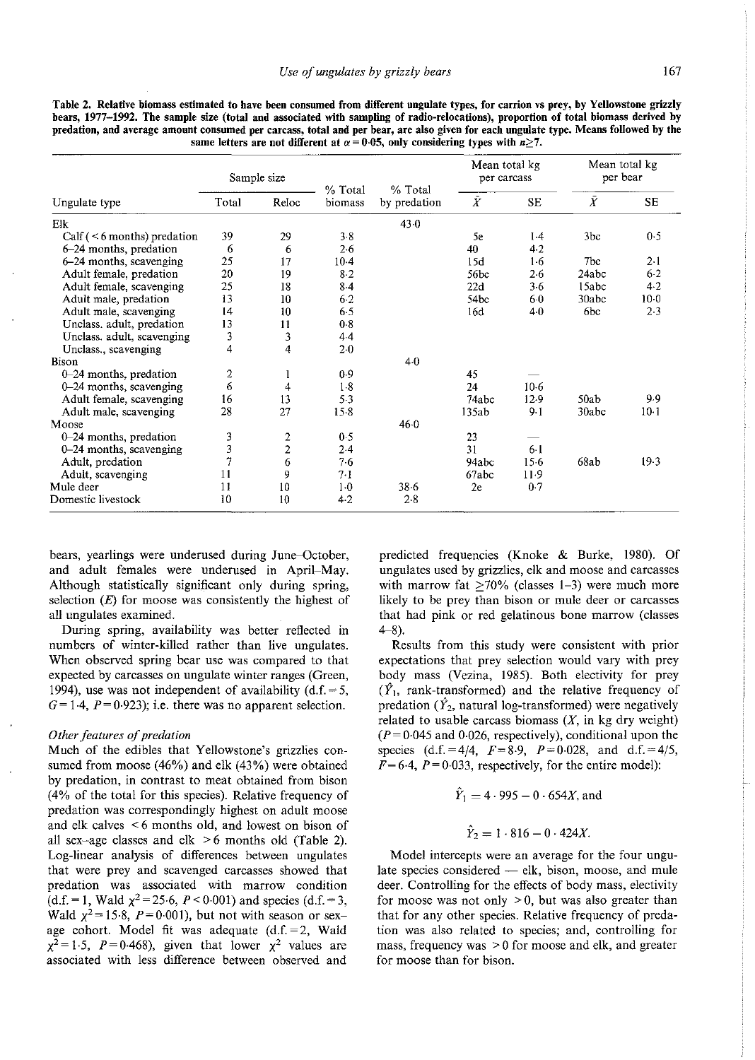**Table 2. Relative biomass estimated to have been consumed from different ungulate types, for carrion vs prey, by Yellowstone grizzly bears, 1977–1992. The sample size (total and associated with sampling of radio-relocations), proportion of total biomass derived by predation, and average amount consumed per carcass, total and per bear, are also given for each ungulate type. Means followed by the same letters are not different at $\alpha = 0{\cdot}05$, only considering types with $n \geq 7$.**

| Ungulate type | Sample size | | % Total biomass | % Total by predation | Mean total kg per carcass | | Mean total kg per bear | |
|---|---|---|---|---|---|---|---|---|
| | Total | Reloc | | | $\bar{X}$ | SE | $\bar{X}$ | SE |
| Elk | | | | 43·0 | | | | |
| Calf (< 6 months) predation | 39 | 29 | 3·8 | | 5e | 1·4 | 3bc | 0·5 |
| 6–24 months, predation | 6 | 6 | 2·6 | | 40 | 4·2 | | |
| 6–24 months, scavenging | 25 | 17 | 10·4 | | 15d | 1·6 | 7bc | 2·1 |
| Adult female, predation | 20 | 19 | 8·2 | | 56bc | 2·6 | 24abc | 6·2 |
| Adult female, scavenging | 25 | 18 | 8·4 | | 22d | 3·6 | 15abc | 4·2 |
| Adult male, predation | 13 | 10 | 6·2 | | 54bc | 6·0 | 30abc | 10·0 |
| Adult male, scavenging | 14 | 10 | 6·5 | | 16d | 4·0 | 6bc | 2·3 |
| Unclass. adult, predation | 13 | 11 | 0·8 | | | | | |
| Unclass. adult, scavenging | 3 | 3 | 4·4 | | | | | |
| Unclass., scavenging | 4 | 4 | 2·0 | | | | | |
| Bison | | | | 4·0 | | | | |
| 0–24 months, predation | 2 | 1 | 0·9 | | 45 | — | | |
| 0–24 months, scavenging | 6 | 4 | 1·8 | | 24 | 10·6 | | |
| Adult female, scavenging | 16 | 13 | 5·3 | | 74abc | 12·9 | 50ab | 9·9 |
| Adult male, scavenging | 28 | 27 | 15·8 | | 135ab | 9·1 | 30abc | 10·1 |
| Moose | | | | 46·0 | | | | |
| 0–24 months, predation | 3 | 2 | 0·5 | | 23 | — | | |
| 0–24 months, scavenging | 3 | 2 | 2·4 | | 31 | 6·1 | | |
| Adult, predation | 7 | 6 | 7·6 | | 94abc | 15·6 | 68ab | 19·3 |
| Adult, scavenging | 11 | 9 | 7·1 | | 67abc | 11·9 | | |
| Mule deer | 11 | 10 | 1·0 | 38·6 | 2e | 0·7 | | |
| Domestic livestock | 10 | 10 | 4·2 | 2·8 | | | | |

bears, yearlings were underused during June–October, and adult females were underused in April–May. Although statistically significant only during spring, selection ($E$) for moose was consistently the highest of all ungulates examined.

During spring, availability was better reflected in numbers of winter-killed rather than live ungulates. When observed spring bear use was compared to that expected by carcasses on ungulate winter ranges (Green, 1994), use was not independent of availability (d.f. = 5, $G = 1{\cdot}4$, $P = 0{\cdot}923$); i.e. there was no apparent selection.

### *Other features of predation*

Much of the edibles that Yellowstone's grizzlies consumed from moose (46%) and elk (43%) were obtained by predation, in contrast to meat obtained from bison (4% of the total for this species). Relative frequency of predation was correspondingly highest on adult moose and elk calves < 6 months old, and lowest on bison of all sex–age classes and elk > 6 months old (Table 2). Log-linear analysis of differences between ungulates that were prey and scavenged carcasses showed that predation was associated with marrow condition (d.f. = 1, Wald $\chi^2 = 25{\cdot}6$, $P < 0{\cdot}001$) and species (d.f. = 3, Wald $\chi^2 = 15{\cdot}8$, $P = 0{\cdot}001$), but not with season or sex–age cohort. Model fit was adequate (d.f. = 2, Wald $\chi^2 = 1{\cdot}5$, $P = 0{\cdot}468$), given that lower $\chi^2$ values are associated with less difference between observed and predicted frequencies (Knoke & Burke, 1980). Of ungulates used by grizzlies, elk and moose and carcasses with marrow fat $\geq 70\%$ (classes 1–3) were much more likely to be prey than bison or mule deer or carcasses that had pink or red gelatinous bone marrow (classes 4–8).

Results from this study were consistent with prior expectations that prey selection would vary with prey body mass (Vezina, 1985). Both electivity for prey ($\hat{Y}_1$, rank-transformed) and the relative frequency of predation ($\hat{Y}_2$, natural log-transformed) were negatively related to usable carcass biomass ($X$, in kg dry weight) ($P = 0{\cdot}045$ and $0{\cdot}026$, respectively), conditional upon the species (d.f. = 4/4, $F = 8{\cdot}9$, $P = 0{\cdot}028$, and d.f. = 4/5, $F = 6{\cdot}4$, $P = 0{\cdot}033$, respectively, for the entire model):

$$\hat{Y}_1 = 4 \cdot 995 - 0 \cdot 654X, \text{ and}$$

$$\hat{Y}_2 = 1 \cdot 816 - 0 \cdot 424X.$$

Model intercepts were an average for the four ungulate species considered — elk, bison, moose, and mule deer. Controlling for the effects of body mass, electivity for moose was not only > 0, but was also greater than that for any other species. Relative frequency of predation was also related to species; and, controlling for mass, frequency was > 0 for moose and elk, and greater for moose than for bison.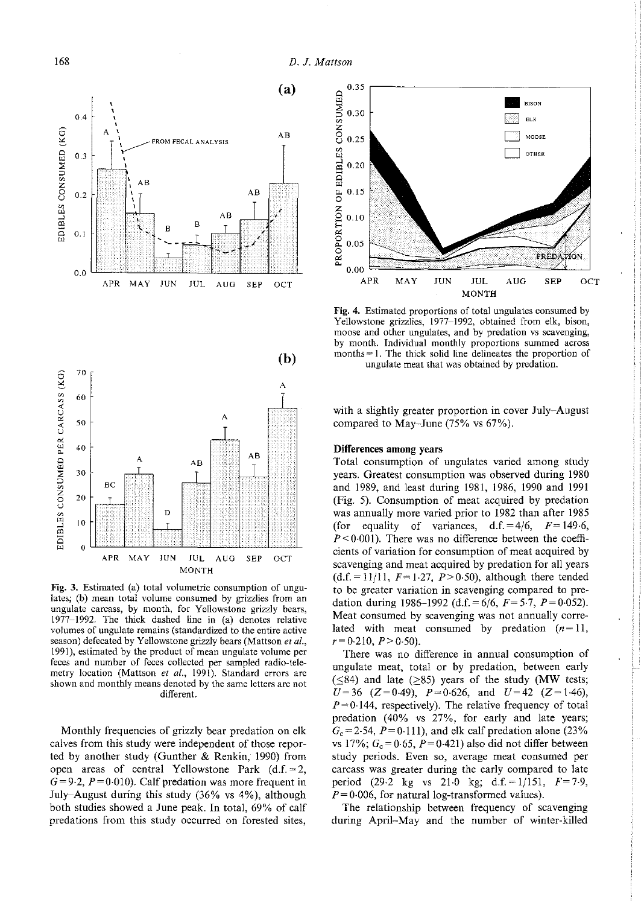Fig. 3. Estimated (a) total volumetric consumption of ungulates; (b) mean total volume consumed by grizzlies from an ungulate carcass, by month, for Yellowstone grizzly bears, 1977–1992. The thick dashed line in (a) denotes relative volumes of ungulate remains (standardized to the entire active season) defecated by Yellowstone grizzly bears (Mattson *et al.*, 1991), estimated by the product of mean ungulate volume per feces and number of feces collected per sampled radio-telemetry location (Mattson *et al.*, 1991). Standard errors are shown and monthly means denoted by the same letters are not different.

Monthly frequencies of grizzly bear predation on elk calves from this study were independent of those reported by another study (Gunther & Renkin, 1990) from open areas of central Yellowstone Park (d.f. = 2, $G = 9{\cdot}2$, $P = 0{\cdot}010$). Calf predation was more frequent in July–August during this study (36% vs 4%), although both studies showed a June peak. In total, 69% of calf predations from this study occurred on forested sites, with a slightly greater proportion in cover July–August compared to May–June (75% vs 67%).

Fig. 4. Estimated proportions of total ungulates consumed by Yellowstone grizzlies, 1977–1992, obtained from elk, bison, moose and other ungulates, and by predation vs scavenging, by month. Individual monthly proportions summed across months = 1. The thick solid line delineates the proportion of ungulate meat that was obtained by predation.

### Differences among years

Total consumption of ungulates varied among study years. Greatest consumption was observed during 1980 and 1989, and least during 1981, 1986, 1990 and 1991 (Fig. 5). Consumption of meat acquired by predation was annually more varied prior to 1982 than after 1985 (for equality of variances, d.f. = 4/6, $F = 149{\cdot}6$, $P < 0{\cdot}001$). There was no difference between the coefficients of variation for consumption of meat acquired by scavenging and meat acquired by predation for all years (d.f. = 11/11, $F = 1{\cdot}27$, $P > 0{\cdot}50$), although there tended to be greater variation in scavenging compared to predation during 1986–1992 (d.f. = 6/6, $F = 5{\cdot}7$, $P = 0{\cdot}052$). Meat consumed by scavenging was not annually correlated with meat consumed by predation ($n = 11$, $r = 0{\cdot}210$, $P > 0{\cdot}50$).

There was no difference in annual consumption of ungulate meat, total or by predation, between early (≤84) and late (≥85) years of the study (MW tests; $U = 36$ ($Z = 0{\cdot}49$), $P = 0{\cdot}626$, and $U = 42$ ($Z = 1{\cdot}46$), $P = 0{\cdot}144$, respectively). The relative frequency of total predation (40% vs 27%, for early and late years; $G_c = 2{\cdot}54$, $P = 0{\cdot}111$), and elk calf predation alone (23% vs 17%; $G_c = 0{\cdot}65$, $P = 0{\cdot}421$) also did not differ between study periods. Even so, average meat consumed per carcass was greater during the early compared to late period (29·2 kg vs 21·0 kg; d.f. = 1/151, $F = 7{\cdot}9$, $P = 0{\cdot}006$, for natural log-transformed values).

The relationship between frequency of scavenging during April–May and the number of winter-killed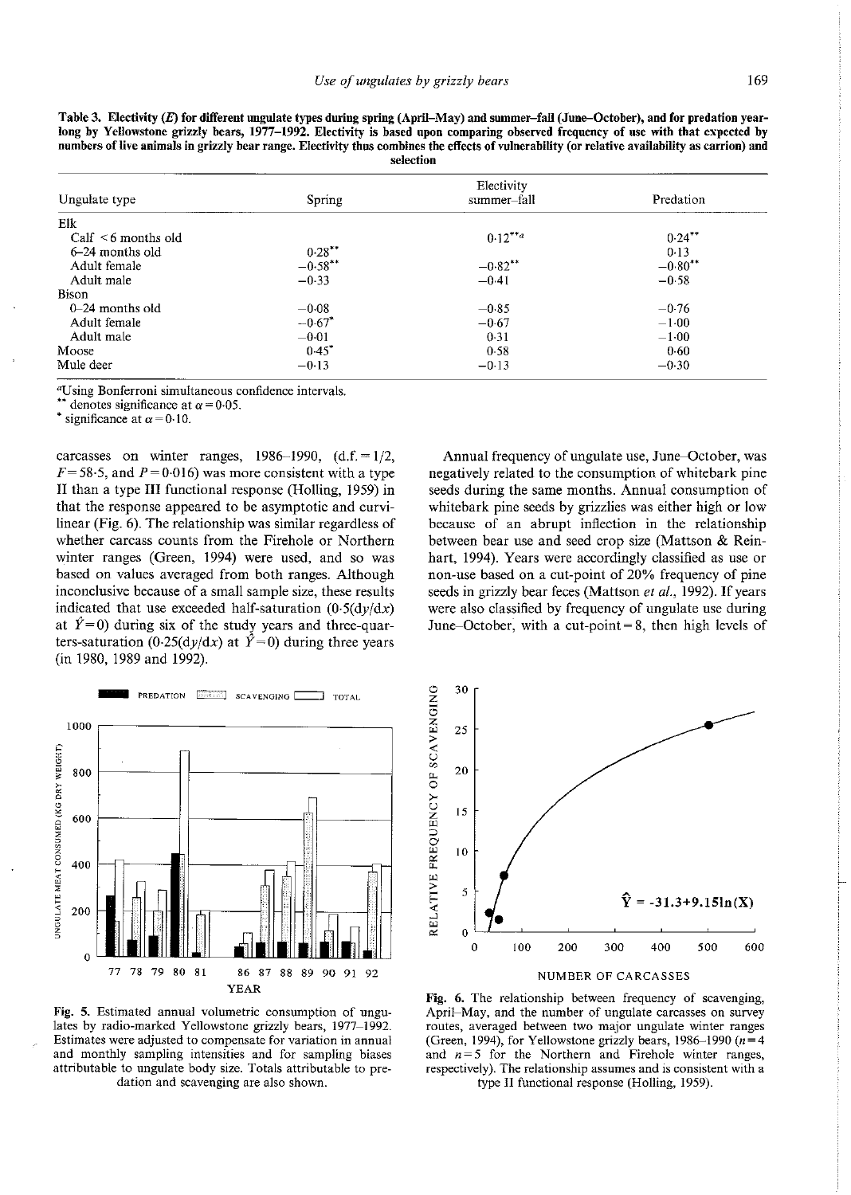**Table 3. Electivity (*E*) for different ungulate types during spring (April–May) and summer–fall (June–October), and for predation year-long by Yellowstone grizzly bears, 1977–1992. Electivity is based upon comparing observed frequency of use with that expected by numbers of live animals in grizzly bear range. Electivity thus combines the effects of vulnerability (or relative availability as carrion) and selection**

| Ungulate type | Spring | Electivity summer–fall | Predation |
|---|---|---|---|
| Elk | | | |
| Calf < 6 months old | | 0·12**[a] | 0·24** |
| 6–24 months old | 0·28** | | 0·13 |
| Adult female | −0·58** | −0·82** | −0·80** |
| Adult male | −0·33 | −0·41 | −0·58 |
| Bison | | | |
| 0–24 months old | −0·08 | −0·85 | −0·76 |
| Adult female | −0·67* | −0·67 | −1·00 |
| Adult male | −0·01 | 0·31 | −1·00 |
| Moose | 0·45* | 0·58 | 0·60 |
| Mule deer | −0·13 | −0·13 | −0·30 |

[a]Using Bonferroni simultaneous confidence intervals.
** denotes significance at $\alpha = 0{\cdot}05$.
* significance at $\alpha = 0{\cdot}10$.

carcasses on winter ranges, 1986–1990, (d.f. = 1/2, $F = 58{\cdot}5$, and $P = 0{\cdot}016$) was more consistent with a type II than a type III functional response (Holling, 1959) in that the response appeared to be asymptotic and curvilinear (Fig. 6). The relationship was similar regardless of whether carcass counts from the Firehole or Northern winter ranges (Green, 1994) were used, and so was based on values averaged from both ranges. Although inconclusive because of a small sample size, these results indicated that use exceeded half-saturation ($0{\cdot}5(\mathrm{d}y/\mathrm{d}x)$ at $\hat{Y} = 0$) during six of the study years and three-quarters-saturation ($0{\cdot}25(\mathrm{d}y/\mathrm{d}x)$ at $\hat{Y} = 0$) during three years (in 1980, 1989 and 1992).

Fig. 5. Estimated annual volumetric consumption of ungulates by radio-marked Yellowstone grizzly bears, 1977–1992. Estimates were adjusted to compensate for variation in annual and monthly sampling intensities and for sampling biases attributable to ungulate body size. Totals attributable to predation and scavenging are also shown.

Annual frequency of ungulate use, June–October, was negatively related to the consumption of whitebark pine seeds during the same months. Annual consumption of whitebark pine seeds by grizzlies was either high or low because of an abrupt inflection in the relationship between bear use and seed crop size (Mattson & Reinhart, 1994). Years were accordingly classified as use or non-use based on a cut-point of 20% frequency of pine seeds in grizzly bear feces (Mattson *et al.*, 1992). If years were also classified by frequency of ungulate use during June–October, with a cut-point = 8, then high levels of

Fig. 6. The relationship between frequency of scavenging, April–May, and the number of ungulate carcasses on survey routes, averaged between two major ungulate winter ranges (Green, 1994), for Yellowstone grizzly bears, 1986–1990 ($n = 4$ and $n = 5$ for the Northern and Firehole winter ranges, respectively). The relationship assumes and is consistent with a type II functional response (Holling, 1959).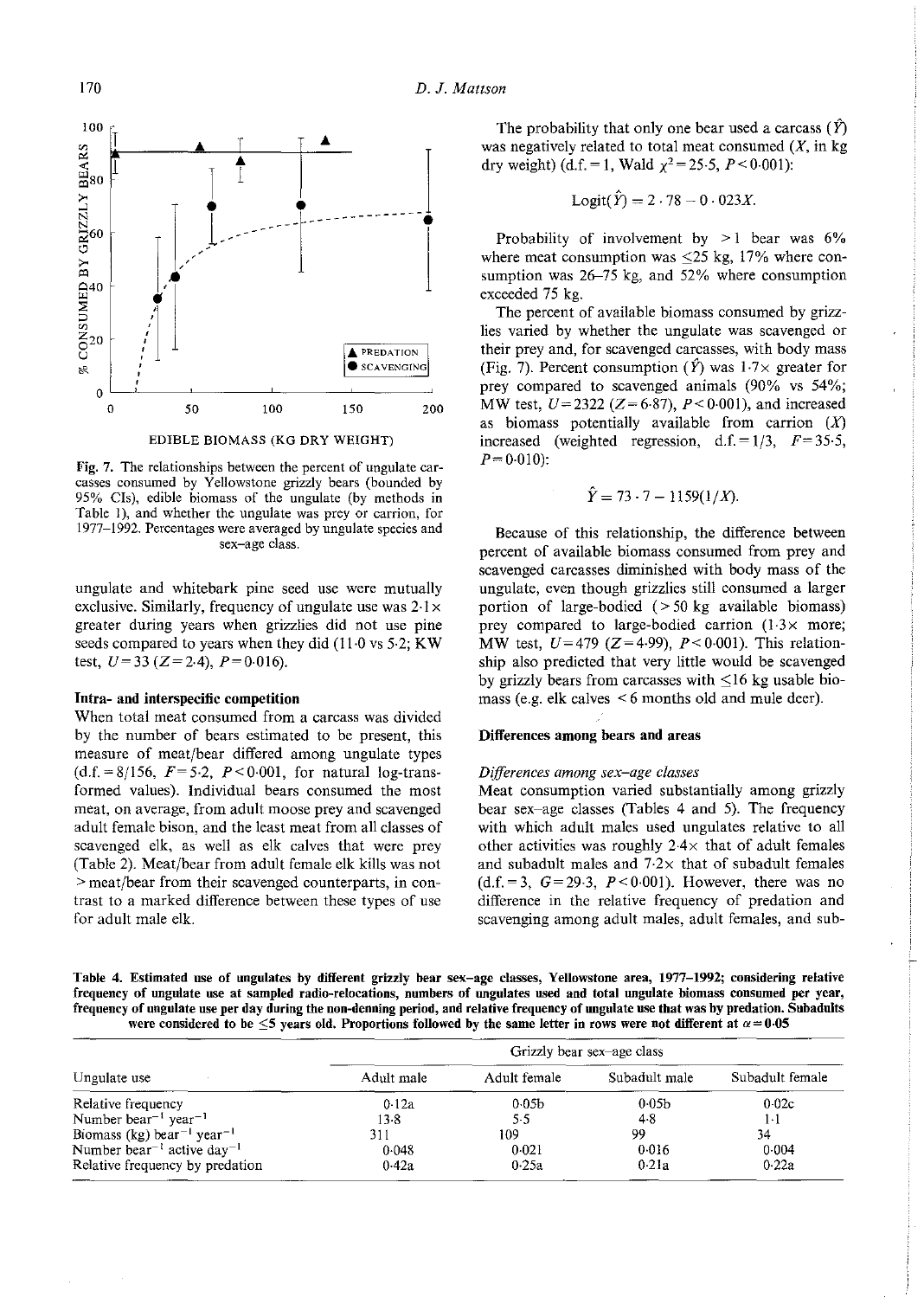Fig. 7. The relationships between the percent of ungulate carcasses consumed by Yellowstone grizzly bears (bounded by 95% CIs), edible biomass of the ungulate (by methods in Table 1), and whether the ungulate was prey or carrion, for 1977–1992. Percentages were averaged by ungulate species and sex–age class.

ungulate and whitebark pine seed use were mutually exclusive. Similarly, frequency of ungulate use was 2·1× greater during years when grizzlies did not use pine seeds compared to years when they did (11·0 vs 5·2; KW test, $U = 33$ ($Z = 2{\cdot}4$), $P = 0{\cdot}016$).

### Intra- and interspecific competition

When total meat consumed from a carcass was divided by the number of bears estimated to be present, this measure of meat/bear differed among ungulate types (d.f. = 8/156, $F = 5{\cdot}2$, $P < 0{\cdot}001$, for natural log-transformed values). Individual bears consumed the most meat, on average, from adult moose prey and scavenged adult female bison, and the least meat from all classes of scavenged elk, as well as elk calves that were prey (Table 2). Meat/bear from adult female elk kills was not > meat/bear from their scavenged counterparts, in contrast to a marked difference between these types of use for adult male elk.

The probability that only one bear used a carcass ($\hat{Y}$) was negatively related to total meat consumed ($X$, in kg dry weight) (d.f. = 1, Wald $\chi^2 = 25{\cdot}5$, $P < 0{\cdot}001$):

$$\mathrm{Logit}(\hat{Y}) = 2 \cdot 78 - 0 \cdot 023X.$$

Probability of involvement by > 1 bear was 6% where meat consumption was ≤25 kg, 17% where consumption was 26–75 kg, and 52% where consumption exceeded 75 kg.

The percent of available biomass consumed by grizzlies varied by whether the ungulate was scavenged or their prey and, for scavenged carcasses, with body mass (Fig. 7). Percent consumption ($\hat{Y}$) was 1·7× greater for prey compared to scavenged animals (90% vs 54%; MW test, $U = 2322$ ($Z = 6{\cdot}87$), $P < 0{\cdot}001$), and increased as biomass potentially available from carrion ($X$) increased (weighted regression, d.f. = 1/3, $F = 35{\cdot}5$, $P = 0{\cdot}010$):

$$\hat{Y} = 73 \cdot 7 - 1159(1/X).$$

Because of this relationship, the difference between percent of available biomass consumed from prey and scavenged carcasses diminished with body mass of the ungulate, even though grizzlies still consumed a larger portion of large-bodied (> 50 kg available biomass) prey compared to large-bodied carrion (1·3× more; MW test, $U = 479$ ($Z = 4{\cdot}99$), $P < 0{\cdot}001$). This relationship also predicted that very little would be scavenged by grizzly bears from carcasses with ≤16 kg usable biomass (e.g. elk calves < 6 months old and mule deer).

### Differences among bears and areas

#### *Differences among sex–age classes*

Meat consumption varied substantially among grizzly bear sex–age classes (Tables 4 and 5). The frequency with which adult males used ungulates relative to all other activities was roughly 2·4× that of adult females and subadult males and 7·2× that of subadult females (d.f. = 3, $G = 29{\cdot}3$, $P < 0{\cdot}001$). However, there was no difference in the relative frequency of predation and scavenging among adult males, adult females, and sub-

**Table 4. Estimated use of ungulates by different grizzly bear sex–age classes, Yellowstone area, 1977–1992; considering relative frequency of ungulate use at sampled radio-relocations, numbers of ungulates used and total ungulate biomass consumed per year, frequency of ungulate use per day during the non-denning period, and relative frequency of ungulate use that was by predation. Subadults were considered to be ≤5 years old. Proportions followed by the same letter in rows were not different at $\alpha = 0{\cdot}05$**

| | Grizzly bear sex–age class | | | |
|---|---|---|---|---|
| Ungulate use | Adult male | Adult female | Subadult male | Subadult female |
| Relative frequency | 0·12a | 0·05b | 0·05b | 0·02c |
| Number bear$^{-1}$ year$^{-1}$ | 13·8 | 5·5 | 4·8 | 1·1 |
| Biomass (kg) bear$^{-1}$ year$^{-1}$ | 311 | 109 | 99 | 34 |
| Number bear$^{-1}$ active day$^{-1}$ | 0·048 | 0·021 | 0·016 | 0·004 |
| Relative frequency by predation | 0·42a | 0·25a | 0·21a | 0·22a |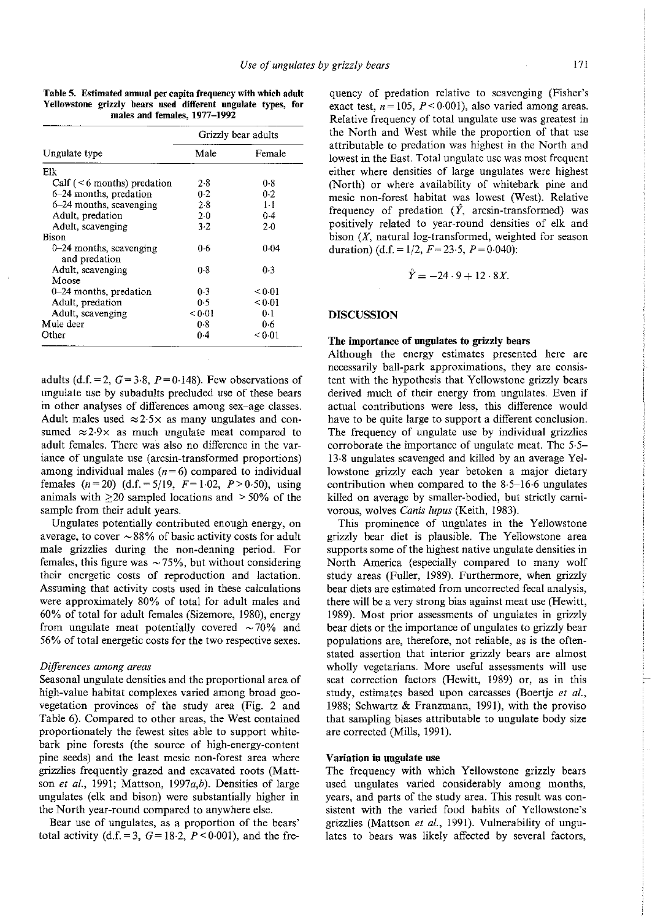**Table 5. Estimated annual per capita frequency with which adult Yellowstone grizzly bears used different ungulate types, for males and females, 1977–1992**

| Ungulate type | Grizzly bear adults | |
|---|---|---|
| | Male | Female |
| Elk | | |
| Calf (< 6 months) predation | 2·8 | 0·8 |
| 6–24 months, predation | 0·2 | 0·2 |
| 6–24 months, scavenging | 2·8 | 1·1 |
| Adult, predation | 2·0 | 0·4 |
| Adult, scavenging | 3·2 | 2·0 |
| Bison | | |
| 0–24 months, scavenging and predation | 0·6 | 0·04 |
| Adult, scavenging | 0·8 | 0·3 |
| Moose | | |
| 0–24 months, predation | 0·3 | < 0·01 |
| Adult, predation | 0·5 | < 0·01 |
| Adult, scavenging | < 0·01 | 0·1 |
| Mule deer | 0·8 | 0·6 |
| Other | 0·4 | < 0·01 |

adults (d.f. = 2, $G = 3{\cdot}8$, $P = 0{\cdot}148$). Few observations of ungulate use by subadults precluded use of these bears in other analyses of differences among sex–age classes. Adult males used ≈2·5× as many ungulates and consumed ≈2·9× as much ungulate meat compared to adult females. There was also no difference in the variance of ungulate use (arcsin-transformed proportions) among individual males ($n = 6$) compared to individual females ($n = 20$) (d.f. = 5/19, $F = 1{\cdot}02$, $P > 0{\cdot}50$), using animals with ≥20 sampled locations and > 50% of the sample from their adult years.

Ungulates potentially contributed enough energy, on average, to cover ~88% of basic activity costs for adult male grizzlies during the non-denning period. For females, this figure was ~75%, but without considering their energetic costs of reproduction and lactation. Assuming that activity costs used in these calculations were approximately 80% of total for adult males and 60% of total for adult females (Sizemore, 1980), energy from ungulate meat potentially covered ~70% and 56% of total energetic costs for the two respective sexes.

### *Differences among areas*

Seasonal ungulate densities and the proportional area of high-value habitat complexes varied among broad geo-vegetation provinces of the study area (Fig. 2 and Table 6). Compared to other areas, the West contained proportionately the fewest sites able to support white-bark pine forests (the source of high-energy-content pine seeds) and the least mesic non-forest area where grizzlies frequently grazed and excavated roots (Mattson *et al.*, 1991; Mattson, 1997*a*,*b*). Densities of large ungulates (elk and bison) were substantially higher in the North year-round compared to anywhere else.

Bear use of ungulates, as a proportion of the bears' total activity (d.f. = 3, $G = 18{\cdot}2$, $P < 0{\cdot}001$), and the frequency of predation relative to scavenging (Fisher's exact test, $n = 105$, $P < 0{\cdot}001$), also varied among areas. Relative frequency of total ungulate use was greatest in the North and West while the proportion of that use attributable to predation was highest in the North and lowest in the East. Total ungulate use was most frequent either where densities of large ungulates were highest (North) or where availability of whitebark pine and mesic non-forest habitat was lowest (West). Relative frequency of predation ($\hat{Y}$, arcsin-transformed) was positively related to year-round densities of elk and bison ($X$, natural log-transformed, weighted for season duration) (d.f. = 1/2, $F = 23{\cdot}5$, $P = 0{\cdot}040$):

$$\hat{Y} = -24 \cdot 9 + 12 \cdot 8X.$$

## DISCUSSION

### The importance of ungulates to grizzly bears

Although the energy estimates presented here are necessarily ball-park approximations, they are consistent with the hypothesis that Yellowstone grizzly bears derived much of their energy from ungulates. Even if actual contributions were less, this difference would have to be quite large to support a different conclusion. The frequency of ungulate use by individual grizzlies corroborate the importance of ungulate meat. The 5·5–13·8 ungulates scavenged and killed by an average Yellowstone grizzly each year betoken a major dietary contribution when compared to the 8·5–16·6 ungulates killed on average by smaller-bodied, but strictly carnivorous, wolves *Canis lupus* (Keith, 1983).

This prominence of ungulates in the Yellowstone grizzly bear diet is plausible. The Yellowstone area supports some of the highest native ungulate densities in North America (especially compared to many wolf study areas (Fuller, 1989). Furthermore, when grizzly bear diets are estimated from uncorrected fecal analysis, there will be a very strong bias against meat use (Hewitt, 1989). Most prior assessments of ungulates in grizzly bear diets or the importance of ungulates to grizzly bear populations are, therefore, not reliable, as is the often-stated assertion that interior grizzly bears are almost wholly vegetarians. More useful assessments will use scat correction factors (Hewitt, 1989) or, as in this study, estimates based upon carcasses (Boertje *et al.*, 1988; Schwartz & Franzmann, 1991), with the proviso that sampling biases attributable to ungulate body size are corrected (Mills, 1991).

### Variation in ungulate use

The frequency with which Yellowstone grizzly bears used ungulates varied considerably among months, years, and parts of the study area. This result was consistent with the varied food habits of Yellowstone's grizzlies (Mattson *et al.*, 1991). Vulnerability of ungulates to bears was likely affected by several factors,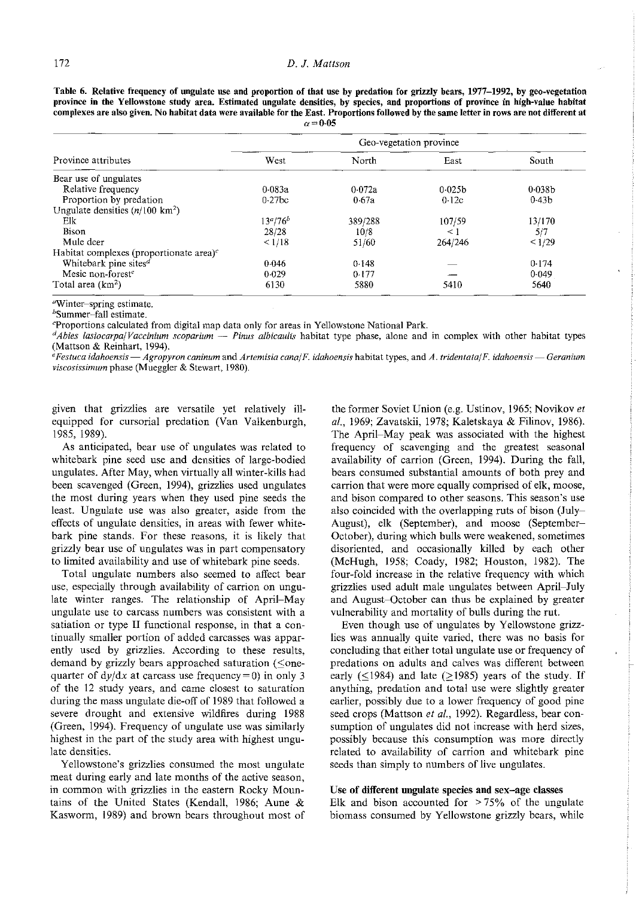**Table 6. Relative frequency of ungulate use and proportion of that use by predation for grizzly bears, 1977–1992, by geo-vegetation province in the Yellowstone study area. Estimated ungulate densities, by species, and proportions of province in high-value habitat complexes are also given. No habitat data were available for the East. Proportions followed by the same letter in rows are not different at $\alpha = 0{\cdot}05$**

| Province attributes | Geo-vegetation province | | | |
|---|---|---|---|---|
| | West | North | East | South |
| Bear use of ungulates | | | | |
| Relative frequency | 0·083a | 0·072a | 0·025b | 0·038b |
| Proportion by predation | 0·27bc | 0·67a | 0·12c | 0·43b |
| Ungulate densities ($n$/100 km$^2$) | | | | |
| Elk | 13[a]/76[b] | 389/288 | 107/59 | 13/170 |
| Bison | 28/28 | 10/8 | < 1 | 5/7 |
| Mule deer | < 1/18 | 51/60 | 264/246 | < 1/29 |
| Habitat complexes (proportionate area)[c] | | | | |
| Whitebark pine sites[d] | 0·046 | 0·148 | — | 0·174 |
| Mesic non-forest[e] | 0·029 | 0·177 | — | 0·049 |
| Total area (km$^2$) | 6130 | 5880 | 5410 | 5640 |

[a]Winter–spring estimate.
[b]Summer–fall estimate.
[c]Proportions calculated from digital map data only for areas in Yellowstone National Park.
[d]*Abies lasiocarpa*/*Vaccinium scoparium* — *Pinus albicaulis* habitat type phase, alone and in complex with other habitat types (Mattson & Reinhart, 1994).
[e]*Festuca idahoensis* — *Agropyron caninum* and *Artemisia cana*/*F. idahoensis* habitat types, and *A. tridentata*/*F. idahoensis* — *Geranium viscosissimum* phase (Mueggler & Stewart, 1980).

given that grizzlies are versatile yet relatively ill-equipped for cursorial predation (Van Valkenburgh, 1985, 1989).

As anticipated, bear use of ungulates was related to whitebark pine seed use and densities of large-bodied ungulates. After May, when virtually all winter-kills had been scavenged (Green, 1994), grizzlies used ungulates the most during years when they used pine seeds the least. Ungulate use was also greater, aside from the effects of ungulate densities, in areas with fewer whitebark pine stands. For these reasons, it is likely that grizzly bear use of ungulates was in part compensatory to limited availability and use of whitebark pine seeds.

Total ungulate numbers also seemed to affect bear use, especially through availability of carrion on ungulate winter ranges. The relationship of April–May ungulate use to carcass numbers was consistent with a satiation or type II functional response, in that a continually smaller portion of added carcasses was apparently used by grizzlies. According to these results, demand by grizzly bears approached saturation (≤one-quarter of $dy/dx$ at carcass use frequency = 0) in only 3 of the 12 study years, and came closest to saturation during the mass ungulate die-off of 1989 that followed a severe drought and extensive wildfires during 1988 (Green, 1994). Frequency of ungulate use was similarly highest in the part of the study area with highest ungulate densities.

Yellowstone's grizzlies consumed the most ungulate meat during early and late months of the active season, in common with grizzlies in the eastern Rocky Mountains of the United States (Kendall, 1986; Aune & Kasworm, 1989) and brown bears throughout most of the former Soviet Union (e.g. Ustinov, 1965; Novikov *et al.*, 1969; Zavatskii, 1978; Kaletskaya & Filinov, 1986). The April–May peak was associated with the highest frequency of scavenging and the greatest seasonal availability of carrion (Green, 1994). During the fall, bears consumed substantial amounts of both prey and carrion that were more equally comprised of elk, moose, and bison compared to other seasons. This season's use also coincided with the overlapping ruts of bison (July–August), elk (September), and moose (September–October), during which bulls were weakened, sometimes disoriented, and occasionally killed by each other (McHugh, 1958; Coady, 1982; Houston, 1982). The four-fold increase in the relative frequency with which grizzlies used adult male ungulates between April–July and August–October can thus be explained by greater vulnerability and mortality of bulls during the rut.

Even though use of ungulates by Yellowstone grizzlies was annually quite varied, there was no basis for concluding that either total ungulate use or frequency of predations on adults and calves was different between early (≤1984) and late (≥1985) years of the study. If anything, predation and total use were slightly greater earlier, possibly due to a lower frequency of good pine seed crops (Mattson *et al.*, 1992). Regardless, bear consumption of ungulates did not increase with herd sizes, possibly because this consumption was more directly related to availability of carrion and whitebark pine seeds than simply to numbers of live ungulates.

### Use of different ungulate species and sex–age classes

Elk and bison accounted for >75% of the ungulate biomass consumed by Yellowstone grizzly bears, while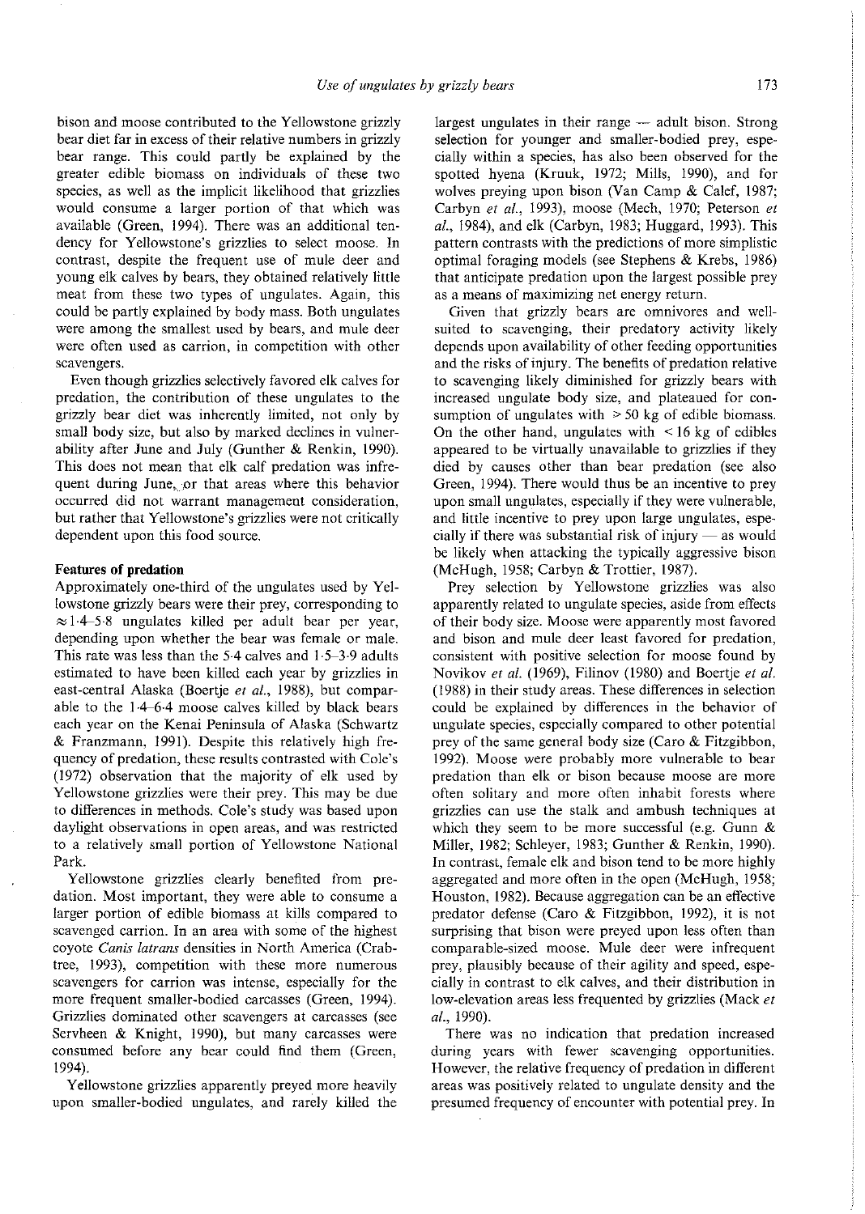bison and moose contributed to the Yellowstone grizzly bear diet far in excess of their relative numbers in grizzly bear range. This could partly be explained by the greater edible biomass on individuals of these two species, as well as the implicit likelihood that grizzlies would consume a larger portion of that which was available (Green, 1994). There was an additional tendency for Yellowstone's grizzlies to select moose. In contrast, despite the frequent use of mule deer and young elk calves by bears, they obtained relatively little meat from these two types of ungulates. Again, this could be partly explained by body mass. Both ungulates were among the smallest used by bears, and mule deer were often used as carrion, in competition with other scavengers.

Even though grizzlies selectively favored elk calves for predation, the contribution of these ungulates to the grizzly bear diet was inherently limited, not only by small body size, but also by marked declines in vulnerability after June and July (Gunther & Renkin, 1990). This does not mean that elk calf predation was infrequent during June, or that areas where this behavior occurred did not warrant management consideration, but rather that Yellowstone's grizzlies were not critically dependent upon this food source.

**Features of predation**

Approximately one-third of the ungulates used by Yellowstone grizzly bears were their prey, corresponding to $\approx 1{\cdot}4$–$5{\cdot}8$ ungulates killed per adult bear per year, depending upon whether the bear was female or male. This rate was less than the 5·4 calves and 1·5–3·9 adults estimated to have been killed each year by grizzlies in east-central Alaska (Boertje *et al.*, 1988), but comparable to the 1·4–6·4 moose calves killed by black bears each year on the Kenai Peninsula of Alaska (Schwartz & Franzmann, 1991). Despite this relatively high frequency of predation, these results contrasted with Cole's (1972) observation that the majority of elk used by Yellowstone grizzlies were their prey. This may be due to differences in methods. Cole's study was based upon daylight observations in open areas, and was restricted to a relatively small portion of Yellowstone National Park.

Yellowstone grizzlies clearly benefited from predation. Most important, they were able to consume a larger portion of edible biomass at kills compared to scavenged carrion. In an area with some of the highest coyote *Canis latrans* densities in North America (Crabtree, 1993), competition with these more numerous scavengers for carrion was intense, especially for the more frequent smaller-bodied carcasses (Green, 1994). Grizzlies dominated other scavengers at carcasses (see Servheen & Knight, 1990), but many carcasses were consumed before any bear could find them (Green, 1994).

Yellowstone grizzlies apparently preyed more heavily upon smaller-bodied ungulates, and rarely killed the largest ungulates in their range — adult bison. Strong selection for younger and smaller-bodied prey, especially within a species, has also been observed for the spotted hyena (Kruuk, 1972; Mills, 1990), and for wolves preying upon bison (Van Camp & Calef, 1987; Carbyn *et al.*, 1993), moose (Mech, 1970; Peterson *et al.*, 1984), and elk (Carbyn, 1983; Huggard, 1993). This pattern contrasts with the predictions of more simplistic optimal foraging models (see Stephens & Krebs, 1986) that anticipate predation upon the largest possible prey as a means of maximizing net energy return.

Given that grizzly bears are omnivores and well-suited to scavenging, their predatory activity likely depends upon availability of other feeding opportunities and the risks of injury. The benefits of predation relative to scavenging likely diminished for grizzly bears with increased ungulate body size, and plateaued for consumption of ungulates with $> 50$ kg of edible biomass. On the other hand, ungulates with $< 16$ kg of edibles appeared to be virtually unavailable to grizzlies if they died by causes other than bear predation (see also Green, 1994). There would thus be an incentive to prey upon small ungulates, especially if they were vulnerable, and little incentive to prey upon large ungulates, especially if there was substantial risk of injury — as would be likely when attacking the typically aggressive bison (McHugh, 1958; Carbyn & Trottier, 1987).

Prey selection by Yellowstone grizzlies was also apparently related to ungulate species, aside from effects of their body size. Moose were apparently most favored and bison and mule deer least favored for predation, consistent with positive selection for moose found by Novikov *et al.* (1969), Filinov (1980) and Boertje *et al.* (1988) in their study areas. These differences in selection could be explained by differences in the behavior of ungulate species, especially compared to other potential prey of the same general body size (Caro & Fitzgibbon, 1992). Moose were probably more vulnerable to bear predation than elk or bison because moose are more often solitary and more often inhabit forests where grizzlies can use the stalk and ambush techniques at which they seem to be more successful (e.g. Gunn & Miller, 1982; Schleyer, 1983; Gunther & Renkin, 1990). In contrast, female elk and bison tend to be more highly aggregated and more often in the open (McHugh, 1958; Houston, 1982). Because aggregation can be an effective predator defense (Caro & Fitzgibbon, 1992), it is not surprising that bison were preyed upon less often than comparable-sized moose. Mule deer were infrequent prey, plausibly because of their agility and speed, especially in contrast to elk calves, and their distribution in low-elevation areas less frequented by grizzlies (Mack *et al.*, 1990).

There was no indication that predation increased during years with fewer scavenging opportunities. However, the relative frequency of predation in different areas was positively related to ungulate density and the presumed frequency of encounter with potential prey. In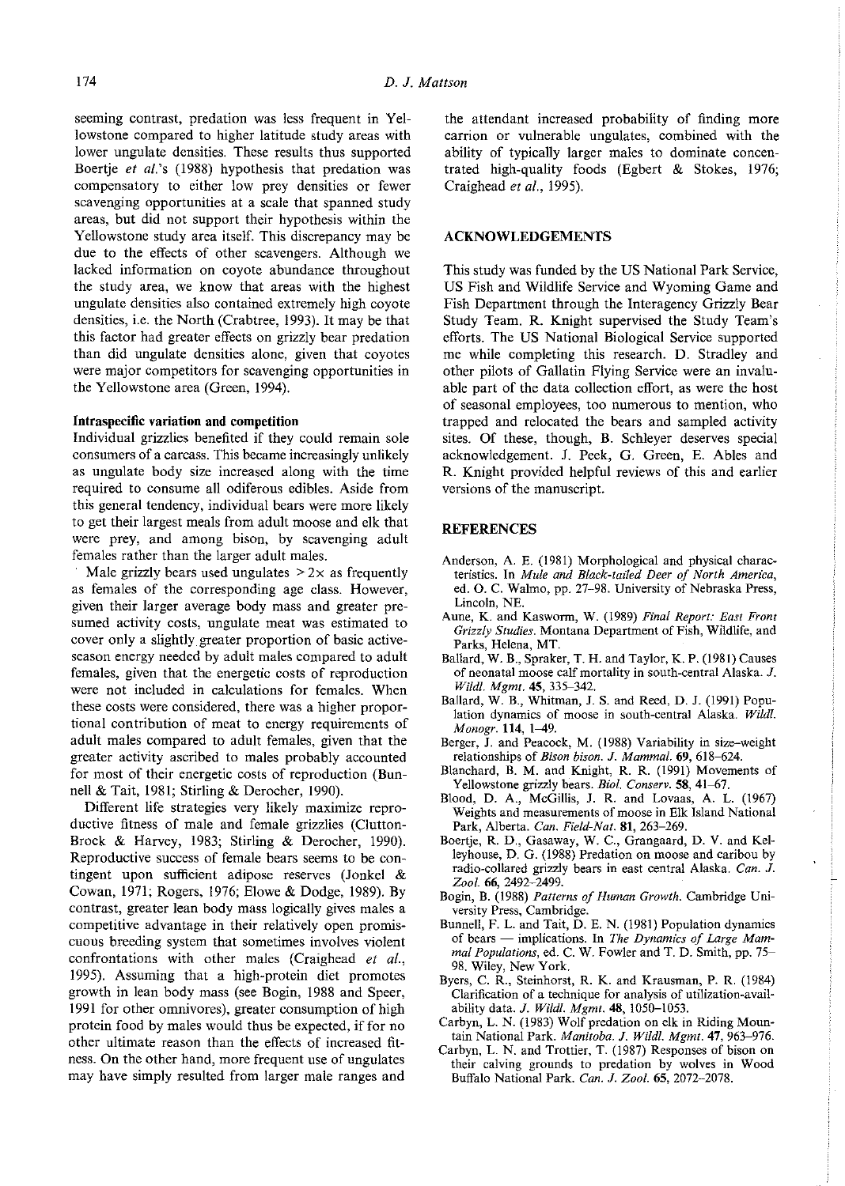seeming contrast, predation was less frequent in Yellowstone compared to higher latitude study areas with lower ungulate densities. These results thus supported Boertje *et al.*'s (1988) hypothesis that predation was compensatory to either low prey densities or fewer scavenging opportunities at a scale that spanned study areas, but did not support their hypothesis within the Yellowstone study area itself. This discrepancy may be due to the effects of other scavengers. Although we lacked information on coyote abundance throughout the study area, we know that areas with the highest ungulate densities also contained extremely high coyote densities, i.e. the North (Crabtree, 1993). It may be that this factor had greater effects on grizzly bear predation than did ungulate densities alone, given that coyotes were major competitors for scavenging opportunities in the Yellowstone area (Green, 1994).

**Intraspecific variation and competition**

Individual grizzlies benefited if they could remain sole consumers of a carcass. This became increasingly unlikely as ungulate body size increased along with the time required to consume all odiferous edibles. Aside from this general tendency, individual bears were more likely to get their largest meals from adult moose and elk that were prey, and among bison, by scavenging adult females rather than the larger adult males.

Male grizzly bears used ungulates $> 2\times$ as frequently as females of the corresponding age class. However, given their larger average body mass and greater presumed activity costs, ungulate meat was estimated to cover only a slightly greater proportion of basic active-season energy needed by adult males compared to adult females, given that the energetic costs of reproduction were not included in calculations for females. When these costs were considered, there was a higher proportional contribution of meat to energy requirements of adult males compared to adult females, given that the greater activity ascribed to males probably accounted for most of their energetic costs of reproduction (Bunnell & Tait, 1981; Stirling & Derocher, 1990).

Different life strategies very likely maximize reproductive fitness of male and female grizzlies (Clutton-Brock & Harvey, 1983; Stirling & Derocher, 1990). Reproductive success of female bears seems to be contingent upon sufficient adipose reserves (Jonkel & Cowan, 1971; Rogers, 1976; Elowe & Dodge, 1989). By contrast, greater lean body mass logically gives males a competitive advantage in their relatively open promiscuous breeding system that sometimes involves violent confrontations with other males (Craighead *et al.*, 1995). Assuming that a high-protein diet promotes growth in lean body mass (see Bogin, 1988 and Speer, 1991 for other omnivores), greater consumption of high protein food by males would thus be expected, if for no other ultimate reason than the effects of increased fitness. On the other hand, more frequent use of ungulates may have simply resulted from larger male ranges and the attendant increased probability of finding more carrion or vulnerable ungulates, combined with the ability of typically larger males to dominate concentrated high-quality foods (Egbert & Stokes, 1976; Craighead *et al.*, 1995).

## ACKNOWLEDGEMENTS

This study was funded by the US National Park Service, US Fish and Wildlife Service and Wyoming Game and Fish Department through the Interagency Grizzly Bear Study Team. R. Knight supervised the Study Team's efforts. The US National Biological Service supported me while completing this research. D. Stradley and other pilots of Gallatin Flying Service were an invaluable part of the data collection effort, as were the host of seasonal employees, too numerous to mention, who trapped and relocated the bears and sampled activity sites. Of these, though, B. Schleyer deserves special acknowledgement. J. Peek, G. Green, E. Ables and R. Knight provided helpful reviews of this and earlier versions of the manuscript.

## REFERENCES

Anderson, A. E. (1981) Morphological and physical characteristics. In *Mule and Black-tailed Deer of North America*, ed. O. C. Walmo, pp. 27–98. University of Nebraska Press, Lincoln, NE.

Aune, K. and Kasworm, W. (1989) *Final Report: East Front Grizzly Studies*. Montana Department of Fish, Wildlife, and Parks, Helena, MT.

Ballard, W. B., Spraker, T. H. and Taylor, K. P. (1981) Causes of neonatal moose calf mortality in south-central Alaska. *J. Wildl. Mgmt.* **45**, 335–342.

Ballard, W. B., Whitman, J. S. and Reed, D. J. (1991) Population dynamics of moose in south-central Alaska. *Wildl. Monogr.* **114**, 1–49.

Berger, J. and Peacock, M. (1988) Variability in size–weight relationships of *Bison bison*. *J. Mammal.* **69**, 618–624.

Blanchard, B. M. and Knight, R. R. (1991) Movements of Yellowstone grizzly bears. *Biol. Conserv.* **58**, 41–67.

Blood, D. A., McGillis, J. R. and Lovaas, A. L. (1967) Weights and measurements of moose in Elk Island National Park, Alberta. *Can. Field-Nat.* **81**, 263–269.

Boertje, R. D., Gasaway, W. C., Grangaard, D. V. and Kelleyhouse, D. G. (1988) Predation on moose and caribou by radio-collared grizzly bears in east central Alaska. *Can. J. Zool.* **66**, 2492–2499.

Bogin, B. (1988) *Patterns of Human Growth*. Cambridge University Press, Cambridge.

Bunnell, F. L. and Tait, D. E. N. (1981) Population dynamics of bears — implications. In *The Dynamics of Large Mammal Populations*, ed. C. W. Fowler and T. D. Smith, pp. 75–98. Wiley, New York.

Byers, C. R., Steinhorst, R. K. and Krausman, P. R. (1984) Clarification of a technique for analysis of utilization-availability data. *J. Wildl. Mgmt.* **48**, 1050–1053.

Carbyn, L. N. (1983) Wolf predation on elk in Riding Mountain National Park. *Manitoba. J. Wildl. Mgmt.* **47**, 963–976.

Carbyn, L. N. and Trottier, T. (1987) Responses of bison on their calving grounds to predation by wolves in Wood Buffalo National Park. *Can. J. Zool.* **65**, 2072–2078.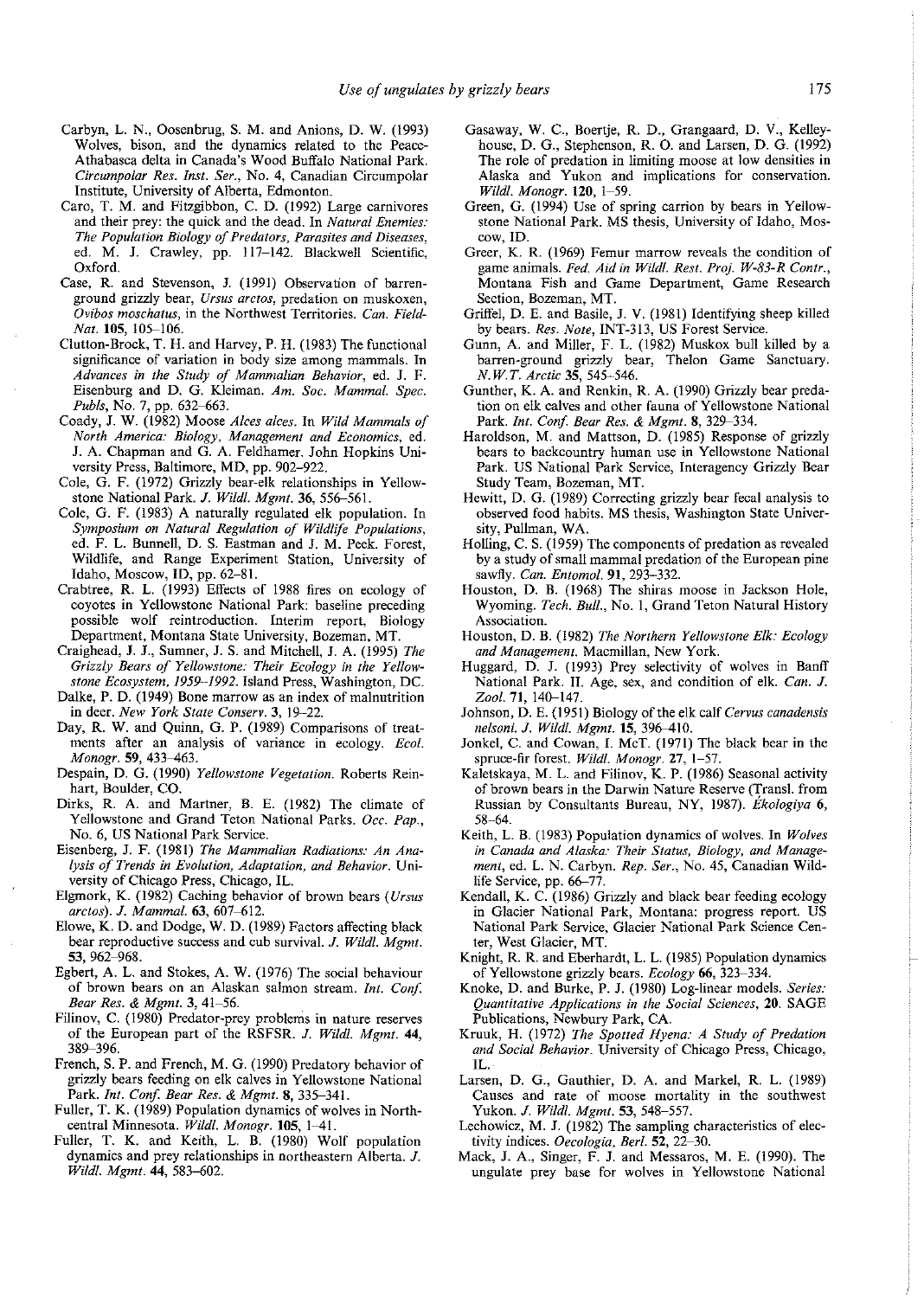Carbyn, L. N., Oosenbrug, S. M. and Anions, D. W. (1993) Wolves, bison, and the dynamics related to the Peace-Athabasca delta in Canada's Wood Buffalo National Park. *Circumpolar Res. Inst. Ser.*, No. 4, Canadian Circumpolar Institute, University of Alberta, Edmonton.

Caro, T. M. and Fitzgibbon, C. D. (1992) Large carnivores and their prey: the quick and the dead. In *Natural Enemies: The Population Biology of Predators, Parasites and Diseases*, ed. M. J. Crawley, pp. 117–142. Blackwell Scientific, Oxford.

Case, R. and Stevenson, J. (1991) Observation of barren-ground grizzly bear, *Ursus arctos*, predation on muskoxen, *Ovibos moschatus*, in the Northwest Territories. *Can. Field-Nat.* **105**, 105–106.

Clutton-Brock, T. H. and Harvey, P. H. (1983) The functional significance of variation in body size among mammals. In *Advances in the Study of Mammalian Behavior*, ed. J. F. Eisenburg and D. G. Kleiman. *Am. Soc. Mammal. Spec. Publs*, No. 7, pp. 632–663.

Coady, J. W. (1982) Moose *Alces alces*. In *Wild Mammals of North America: Biology, Management and Economics*, ed. J. A. Chapman and G. A. Feldhamer. John Hopkins University Press, Baltimore, MD, pp. 902–922.

Cole, G. F. (1972) Grizzly bear-elk relationships in Yellowstone National Park. *J. Wildl. Mgmt.* **36**, 556–561.

Cole, G. F. (1983) A naturally regulated elk population. In *Symposium on Natural Regulation of Wildlife Populations*, ed. F. L. Bunnell, D. S. Eastman and J. M. Peek. Forest, Wildlife, and Range Experiment Station, University of Idaho, Moscow, ID, pp. 62–81.

Crabtree, R. L. (1993) Effects of 1988 fires on ecology of coyotes in Yellowstone National Park: baseline preceding possible wolf reintroduction. Interim report, Biology Department, Montana State University, Bozeman, MT.

Craighead, J. J., Sumner, J. S. and Mitchell, J. A. (1995) *The Grizzly Bears of Yellowstone: Their Ecology in the Yellowstone Ecosystem, 1959–1992*. Island Press, Washington, DC.

Dalke, P. D. (1949) Bone marrow as an index of malnutrition in deer. *New York State Conserv.* **3**, 19–22.

Day, R. W. and Quinn, G. P. (1989) Comparisons of treatments after an analysis of variance in ecology. *Ecol. Monogr.* **59**, 433–463.

Despain, D. G. (1990) *Yellowstone Vegetation*. Roberts Reinhart, Boulder, CO.

Dirks, R. A. and Martner, B. E. (1982) The climate of Yellowstone and Grand Teton National Parks. *Occ. Pap.*, No. 6, US National Park Service.

Eisenberg, J. F. (1981) *The Mammalian Radiations: An Analysis of Trends in Evolution, Adaptation, and Behavior*. University of Chicago Press, Chicago, IL.

Elgmork, K. (1982) Caching behavior of brown bears (*Ursus arctos*). *J. Mammal.* **63**, 607–612.

Elowe, K. D. and Dodge, W. D. (1989) Factors affecting black bear reproductive success and cub survival. *J. Wildl. Mgmt.* **53**, 962–968.

Egbert, A. L. and Stokes, A. W. (1976) The social behaviour of brown bears on an Alaskan salmon stream. *Int. Conf. Bear Res. & Mgmt.* **3**, 41–56.

Filinov, C. (1980) Predator-prey problems in nature reserves of the European part of the RSFSR. *J. Wildl. Mgmt.* **44**, 389–396.

French, S. P. and French, M. G. (1990) Predatory behavior of grizzly bears feeding on elk calves in Yellowstone National Park. *Int. Conf. Bear Res. & Mgmt.* **8**, 335–341.

Fuller, T. K. (1989) Population dynamics of wolves in North-central Minnesota. *Wildl. Monogr.* **105**, 1–41.

Fuller, T. K. and Keith, L. B. (1980) Wolf population dynamics and prey relationships in northeastern Alberta. *J. Wildl. Mgmt.* **44**, 583–602.

Gasaway, W. C., Boertje, R. D., Grangaard, D. V., Kelleyhouse, D. G., Stephenson, R. O. and Larsen, D. G. (1992) The role of predation in limiting moose at low densities in Alaska and Yukon and implications for conservation. *Wildl. Monogr.* **120**, 1–59.

Green, G. (1994) Use of spring carrion by bears in Yellowstone National Park. MS thesis, University of Idaho, Moscow, ID.

Greer, K. R. (1969) Femur marrow reveals the condition of game animals. *Fed. Aid in Wildl. Rest. Proj. W-83-R Contr.*, Montana Fish and Game Department, Game Research Section, Bozeman, MT.

Griffel, D. E. and Basile, J. V. (1981) Identifying sheep killed by bears. *Res. Note*, INT-313, US Forest Service.

Gunn, A. and Miller, F. L. (1982) Muskox bull killed by a barren-ground grizzly bear, Thelon Game Sanctuary. *N.W.T. Arctic* **35**, 545–546.

Gunther, K. A. and Renkin, R. A. (1990) Grizzly bear predation on elk calves and other fauna of Yellowstone National Park. *Int. Conf. Bear Res. & Mgmt.* **8**, 329–334.

Haroldson, M. and Mattson, D. (1985) Response of grizzly bears to backcountry human use in Yellowstone National Park. US National Park Service, Interagency Grizzly Bear Study Team, Bozeman, MT.

Hewitt, D. G. (1989) Correcting grizzly bear fecal analysis to observed food habits. MS thesis, Washington State University, Pullman, WA.

Holling, C. S. (1959) The components of predation as revealed by a study of small mammal predation of the European pine sawfly. *Can. Entomol.* **91**, 293–332.

Houston, D. B. (1968) The shiras moose in Jackson Hole, Wyoming. *Tech. Bull.*, No. 1, Grand Teton Natural History Association.

Houston, D. B. (1982) *The Northern Yellowstone Elk: Ecology and Management*. Macmillan, New York.

Huggard, D. J. (1993) Prey selectivity of wolves in Banff National Park. II. Age, sex, and condition of elk. *Can. J. Zool.* **71**, 140–147.

Johnson, D. E. (1951) Biology of the elk calf *Cervus canadensis nelsoni*. *J. Wildl. Mgmt.* **15**, 396–410.

Jonkel, C. and Cowan, I. McT. (1971) The black bear in the spruce-fir forest. *Wildl. Monogr.* **27**, 1–57.

Kaletskaya, M. L. and Filinov, K. P. (1986) Seasonal activity of brown bears in the Darwin Nature Reserve (Transl. from Russian by Consultants Bureau, NY, 1987). *Ékologiya* **6**, 58–64.

Keith, L. B. (1983) Population dynamics of wolves. In *Wolves in Canada and Alaska: Their Status, Biology, and Management*, ed. L. N. Carbyn. *Rep. Ser.*, No. 45, Canadian Wildlife Service, pp. 66–77.

Kendall, K. C. (1986) Grizzly and black bear feeding ecology in Glacier National Park, Montana: progress report. US National Park Service, Glacier National Park Science Center, West Glacier, MT.

Knight, R. R. and Eberhardt, L. L. (1985) Population dynamics of Yellowstone grizzly bears. *Ecology* **66**, 323–334.

Knoke, D. and Burke, P. J. (1980) Log-linear models. *Series: Quantitative Applications in the Social Sciences*, **20**. SAGE Publications, Newbury Park, CA.

Kruuk, H. (1972) *The Spotted Hyena: A Study of Predation and Social Behavior*. University of Chicago Press, Chicago, IL.

Larsen, D. G., Gauthier, D. A. and Markel, R. L. (1989) Causes and rate of moose mortality in the southwest Yukon. *J. Wildl. Mgmt.* **53**, 548–557.

Lechowicz, M. J. (1982) The sampling characteristics of electivity indices. *Oecologia, Berl.* **52**, 22–30.

Mack, J. A., Singer, F. J. and Messaros, M. E. (1990). The ungulate prey base for wolves in Yellowstone National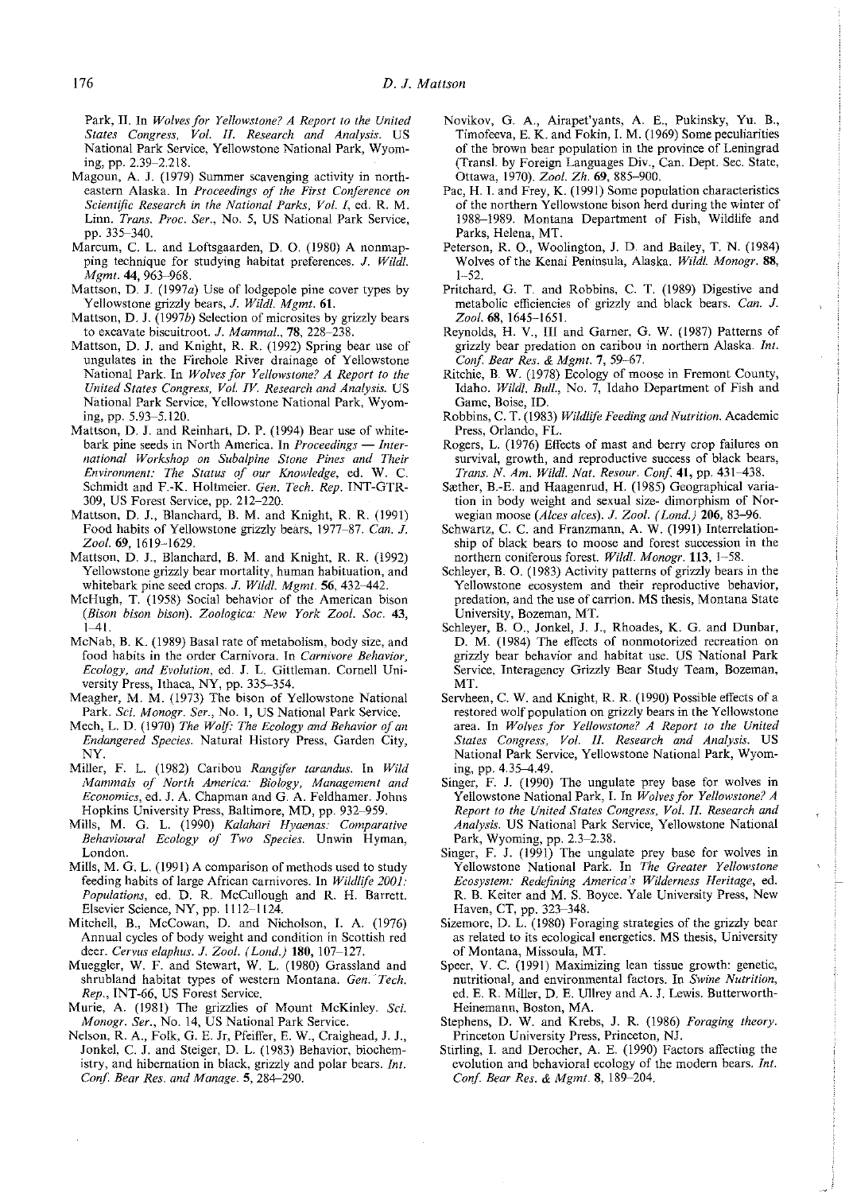Park, II. In *Wolves for Yellowstone? A Report to the United States Congress, Vol. II. Research and Analysis.* US National Park Service, Yellowstone National Park, Wyoming, pp. 2.39–2.218.

Magoun, A. J. (1979) Summer scavenging activity in northeastern Alaska. In *Proceedings of the First Conference on Scientific Research in the National Parks, Vol. I*, ed. R. M. Linn. *Trans. Proc. Ser.*, No. 5, US National Park Service, pp. 335–340.

Marcum, C. L. and Loftsgaarden, D. O. (1980) A nonmapping technique for studying habitat preferences. *J. Wildl. Mgmt.* **44**, 963–968.

Mattson, D. J. (1997*a*) Use of lodgepole pine cover types by Yellowstone grizzly bears, *J. Wildl. Mgmt.* **61**.

Mattson, D. J. (1997*b*) Selection of microsites by grizzly bears to excavate biscuitroot. *J. Mammal.*, **78**, 228–238.

Mattson, D. J. and Knight, R. R. (1992) Spring bear use of ungulates in the Firehole River drainage of Yellowstone National Park. In *Wolves for Yellowstone? A Report to the United States Congress, Vol. IV. Research and Analysis.* US National Park Service, Yellowstone National Park, Wyoming, pp. 5.93–5.120.

Mattson, D. J. and Reinhart, D. P. (1994) Bear use of whitebark pine seeds in North America. In *Proceedings — International Workshop on Subalpine Stone Pines and Their Environment: The Status of our Knowledge*, ed. W. C. Schmidt and F.-K. Holtmeier. *Gen. Tech. Rep.* INT-GTR-309, US Forest Service, pp. 212–220.

Mattson, D. J., Blanchard, B. M. and Knight, R. R. (1991) Food habits of Yellowstone grizzly bears, 1977–87. *Can. J. Zool.* **69**, 1619–1629.

Mattson, D. J., Blanchard, B. M. and Knight, R. R. (1992) Yellowstone grizzly bear mortality, human habituation, and whitebark pine seed crops. *J. Wildl. Mgmt.* **56**, 432–442.

McHugh, T. (1958) Social behavior of the American bison (*Bison bison bison*). *Zoologica: New York Zool. Soc.* **43**, 1–41.

McNab, B. K. (1989) Basal rate of metabolism, body size, and food habits in the order Carnivora. In *Carnivore Behavior, Ecology, and Evolution*, ed. J. L. Gittleman. Cornell University Press, Ithaca, NY, pp. 335–354.

Meagher, M. M. (1973) The bison of Yellowstone National Park. *Sci. Monogr. Ser.*, No. 1, US National Park Service.

Mech, L. D. (1970) *The Wolf: The Ecology and Behavior of an Endangered Species.* Natural History Press, Garden City, NY.

Miller, F. L. (1982) Caribou *Rangifer tarandus*. In *Wild Mammals of North America: Biology, Management and Economics*, ed. J. A. Chapman and G. A. Feldhamer. Johns Hopkins University Press, Baltimore, MD, pp. 932–959.

Mills, M. G. L. (1990) *Kalahari Hyaenas: Comparative Behavioural Ecology of Two Species.* Unwin Hyman, London.

Mills, M. G. L. (1991) A comparison of methods used to study feeding habits of large African carnivores. In *Wildlife 2001: Populations*, ed. D. R. McCullough and R. H. Barrett. Elsevier Science, NY, pp. 1112–1124.

Mitchell, B., McCowan, D. and Nicholson, I. A. (1976) Annual cycles of body weight and condition in Scottish red deer. *Cervus elaphus*. *J. Zool. (Lond.)* **180**, 107–127.

Mueggler, W. F. and Stewart, W. L. (1980) Grassland and shrubland habitat types of western Montana. *Gen. Tech. Rep.*, INT-66, US Forest Service.

Murie, A. (1981) The grizzlies of Mount McKinley. *Sci. Monogr. Ser.*, No. 14, US National Park Service.

Nelson, R. A., Folk, G. E. Jr, Pfeiffer, E. W., Craighead, J. J., Jonkel, C. J. and Steiger, D. L. (1983) Behavior, biochemistry, and hibernation in black, grizzly and polar bears. *Int. Conf. Bear Res. and Manage.* **5**, 284–290.

Novikov, G. A., Airapet'yants, A. E., Pukinsky, Yu. B., Timofeeva, E. K. and Fokin, I. M. (1969) Some peculiarities of the brown bear population in the province of Leningrad (Transl. by Foreign Languages Div., Can. Dept. Sec. State, Ottawa, 1970). *Zool. Zh.* **69**, 885–900.

Pac, H. I. and Frey, K. (1991) Some population characteristics of the northern Yellowstone bison herd during the winter of 1988–1989. Montana Department of Fish, Wildlife and Parks, Helena, MT.

Peterson, R. O., Woolington, J. D. and Bailey, T. N. (1984) Wolves of the Kenai Peninsula, Alaska. *Wildl. Monogr.* **88**, 1–52.

Pritchard, G. T. and Robbins, C. T. (1989) Digestive and metabolic efficiencies of grizzly and black bears. *Can. J. Zool.* **68**, 1645–1651.

Reynolds, H. V., III and Garner, G. W. (1987) Patterns of grizzly bear predation on caribou in northern Alaska. *Int. Conf. Bear Res. & Mgmt.* **7**, 59–67.

Ritchie, B. W. (1978) Ecology of moose in Fremont County, Idaho. *Wildl. Bull.*, No. 7, Idaho Department of Fish and Game, Boise, ID.

Robbins, C. T. (1983) *Wildlife Feeding and Nutrition.* Academic Press, Orlando, FL.

Rogers, L. (1976) Effects of mast and berry crop failures on survival, growth, and reproductive success of black bears, *Trans. N. Am. Wildl. Nat. Resour. Conf.* **41**, pp. 431–438.

Sæther, B.-E. and Haagenrud, H. (1985) Geographical variation in body weight and sexual size- dimorphism of Norwegian moose (*Alces alces*). *J. Zool. (Lond.)* **206**, 83–96.

Schwartz, C. C. and Franzmann, A. W. (1991) Interrelationship of black bears to moose and forest succession in the northern coniferous forest. *Wildl. Monogr.* **113**, 1–58.

Schleyer, B. O. (1983) Activity patterns of grizzly bears in the Yellowstone ecosystem and their reproductive behavior, predation, and the use of carrion. MS thesis, Montana State University, Bozeman, MT.

Schleyer, B. O., Jonkel, J. J., Rhoades, K. G. and Dunbar, D. M. (1984) The effects of nonmotorized recreation on grizzly bear behavior and habitat use. US National Park Service, Interagency Grizzly Bear Study Team, Bozeman, MT.

Servheen, C. W. and Knight, R. R. (1990) Possible effects of a restored wolf population on grizzly bears in the Yellowstone area. In *Wolves for Yellowstone? A Report to the United States Congress, Vol. II. Research and Analysis.* US National Park Service, Yellowstone National Park, Wyoming, pp. 4.35–4.49.

Singer, F. J. (1990) The ungulate prey base for wolves in Yellowstone National Park, I. In *Wolves for Yellowstone? A Report to the United States Congress, Vol. II. Research and Analysis.* US National Park Service, Yellowstone National Park, Wyoming, pp. 2.3–2.38.

Singer, F. J. (1991) The ungulate prey base for wolves in Yellowstone National Park. In *The Greater Yellowstone Ecosystem: Redefining America's Wilderness Heritage*, ed. R. B. Keiter and M. S. Boyce. Yale University Press, New Haven, CT, pp. 323–348.

Sizemore, D. L. (1980) Foraging strategies of the grizzly bear as related to its ecological energetics. MS thesis, University of Montana, Missoula, MT.

Speer, V. C. (1991) Maximizing lean tissue growth: genetic, nutritional, and environmental factors. In *Swine Nutrition*, ed. E. R. Miller, D. E. Ullrey and A. J. Lewis. Butterworth-Heinemann, Boston, MA.

Stephens, D. W. and Krebs, J. R. (1986) *Foraging theory.* Princeton University Press, Princeton, NJ.

Stirling, I. and Derocher, A. E. (1990) Factors affecting the evolution and behavioral ecology of the modern bears. *Int. Conf. Bear Res. & Mgmt.* **8**, 189–204.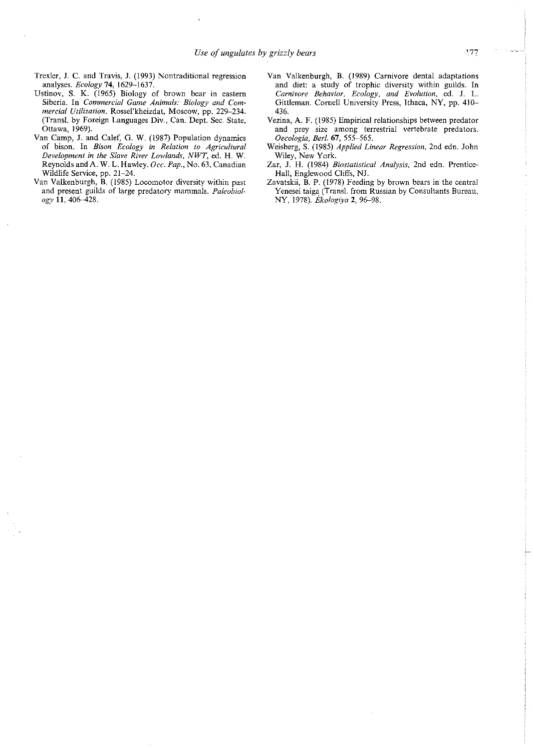Trexler, J. C. and Travis, J. (1993) Nontraditional regression analyses. *Ecology* **74**, 1629–1637.

Ustinov, S. K. (1965) Biology of brown bear in eastern Siberia. In *Commercial Game Animals: Biology and Commercial Utilization*. Rossel'kheizdat, Moscow, pp. 229–234. (Transl. by Foreign Languages Div., Can. Dept. Sec. State, Ottawa, 1969).

Van Camp, J. and Calef, G. W. (1987) Population dynamics of bison. In *Bison Ecology in Relation to Agricultural Development in the Slave River Lowlands, NWT*, ed. H. W. Reynolds and A. W. L. Hawley. *Occ. Pap.*, No. 63, Canadian Wildlife Service, pp. 21–24.

Van Valkenburgh, B. (1985) Locomotor diversity within past and present guilds of large predatory mammals. *Paleobiology* **11**, 406–428.

Van Valkenburgh, B. (1989) Carnivore dental adaptations and diet: a study of trophic diversity within guilds. In *Carnivore Behavior, Ecology, and Evolution*, ed. J. L. Gittleman. Cornell University Press, Ithaca, NY, pp. 410–436.

Vezina, A. F. (1985) Empirical relationships between predator and prey size among terrestrial vertebrate predators. *Oecologia, Berl.* **67**, 555–565.

Weisberg, S. (1985) *Applied Linear Regression*, 2nd edn. John Wiley, New York.

Zar, J. H. (1984) *Biostatistical Analysis*, 2nd edn. Prentice-Hall, Englewood Cliffs, NJ.

Zavatskii, B. P. (1978) Feeding by brown bears in the central Yenesei taiga (Transl. from Russian by Consultants Bureau, NY, 1978). *Ėkologiya* **2**, 96–98.